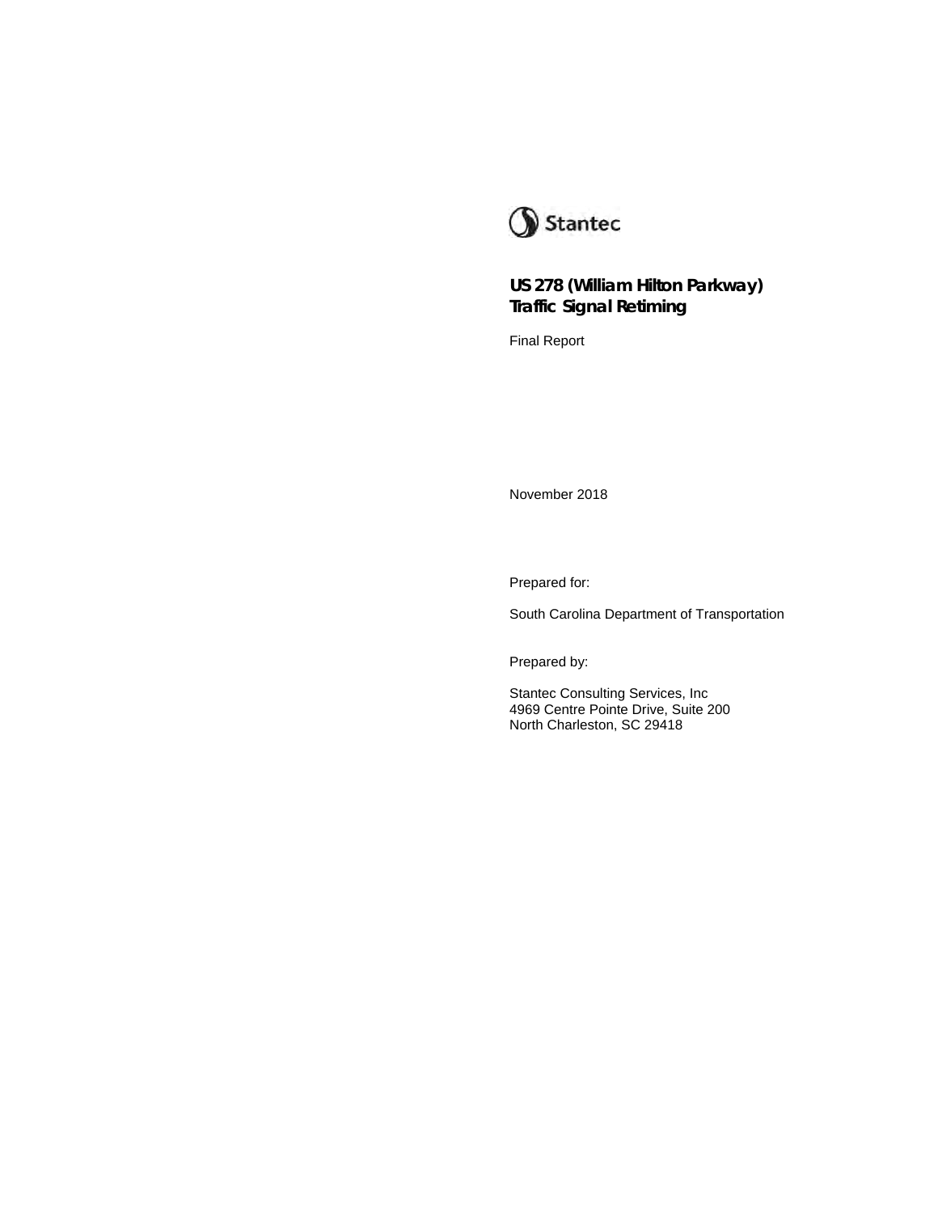Stantec

# US 278 (William Hilton Parkway) Traffic Signal Retiming

Final Report

November 2018

Prepared for:

South Carolina Department of Transportation

Prepared by:

Stantec Consulting Services, Inc
4969 Centre Pointe Drive, Suite 200
North Charleston, SC 29418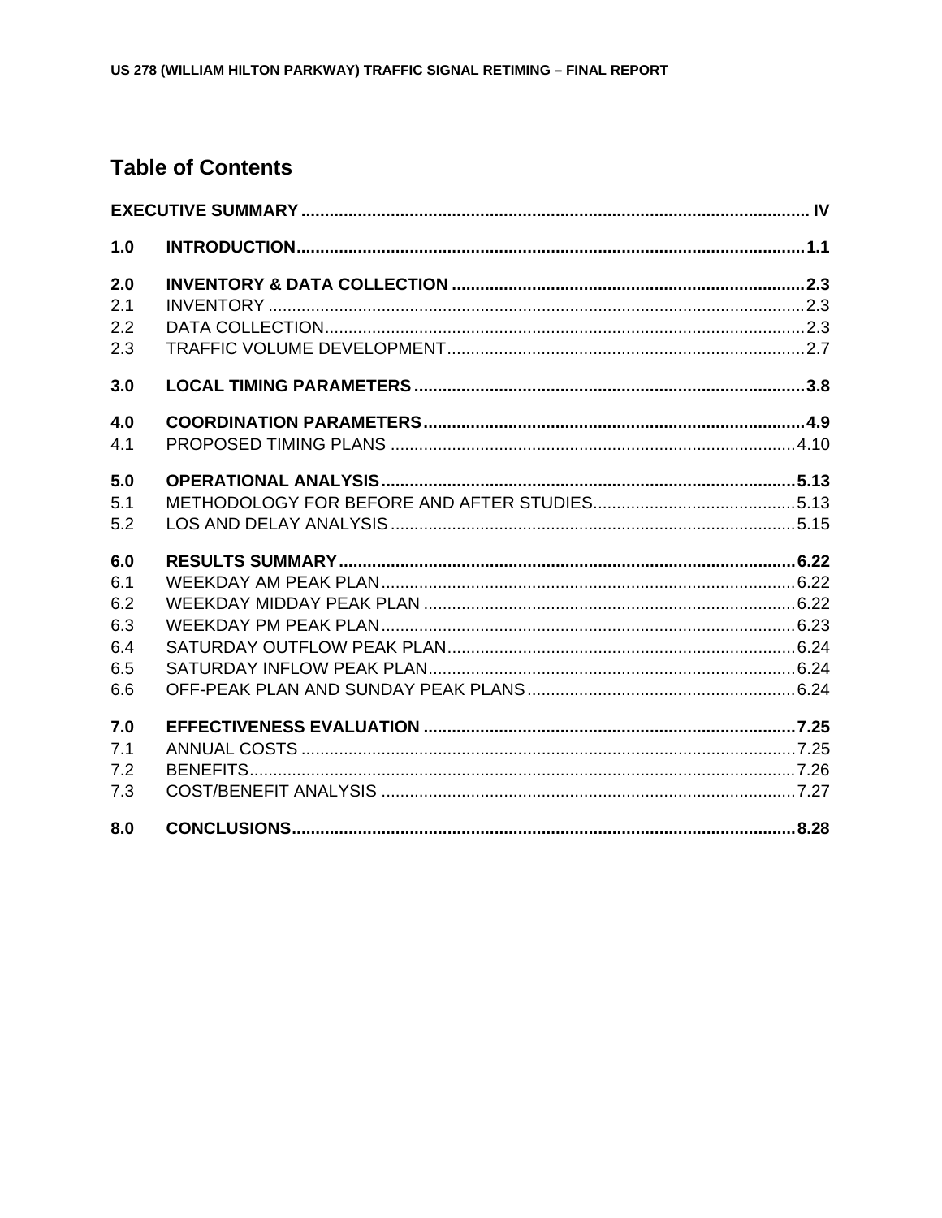# Table of Contents

**EXECUTIVE SUMMARY** ........ **IV**

**1.0 INTRODUCTION** ........ **1.1**

**2.0 INVENTORY & DATA COLLECTION** ........ **2.3**
2.1 INVENTORY ........ 2.3
2.2 DATA COLLECTION ........ 2.3
2.3 TRAFFIC VOLUME DEVELOPMENT ........ 2.7

**3.0 LOCAL TIMING PARAMETERS** ........ **3.8**

**4.0 COORDINATION PARAMETERS** ........ **4.9**
4.1 PROPOSED TIMING PLANS ........ 4.10

**5.0 OPERATIONAL ANALYSIS** ........ **5.13**
5.1 METHODOLOGY FOR BEFORE AND AFTER STUDIES ........ 5.13
5.2 LOS AND DELAY ANALYSIS ........ 5.15

**6.0 RESULTS SUMMARY** ........ **6.22**
6.1 WEEKDAY AM PEAK PLAN ........ 6.22
6.2 WEEKDAY MIDDAY PEAK PLAN ........ 6.22
6.3 WEEKDAY PM PEAK PLAN ........ 6.23
6.4 SATURDAY OUTFLOW PEAK PLAN ........ 6.24
6.5 SATURDAY INFLOW PEAK PLAN ........ 6.24
6.6 OFF-PEAK PLAN AND SUNDAY PEAK PLANS ........ 6.24

**7.0 EFFECTIVENESS EVALUATION** ........ **7.25**
7.1 ANNUAL COSTS ........ 7.25
7.2 BENEFITS ........ 7.26
7.3 COST/BENEFIT ANALYSIS ........ 7.27

**8.0 CONCLUSIONS** ........ **8.28**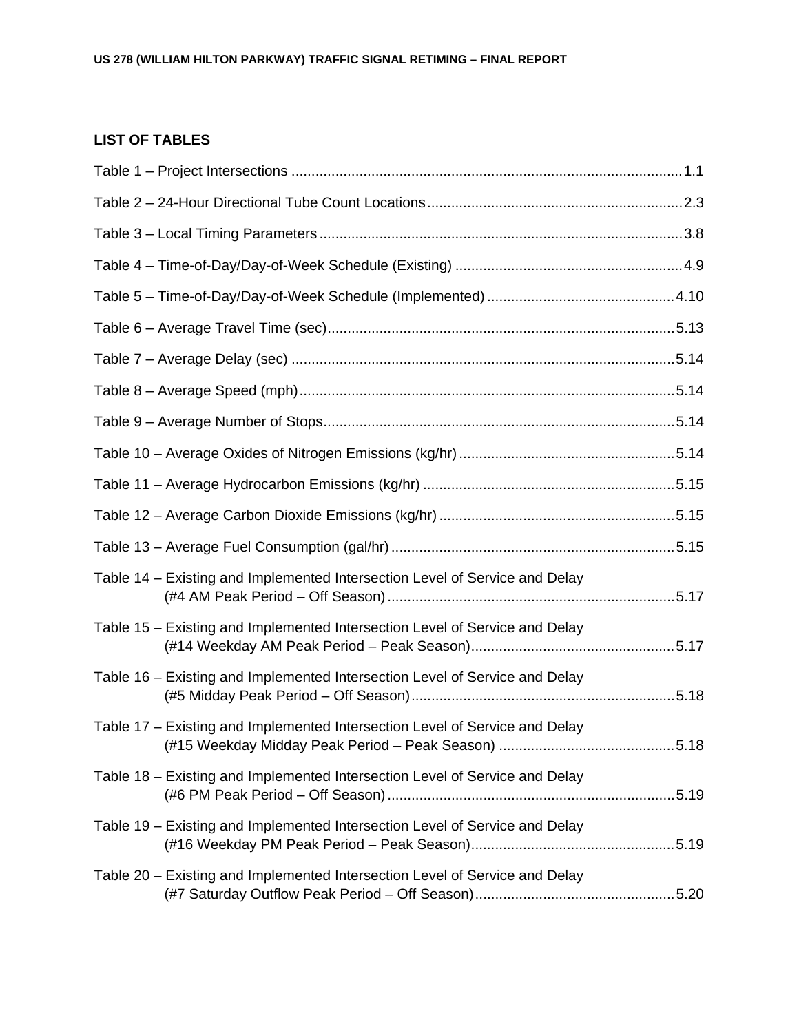## LIST OF TABLES

Table 1 – Project Intersections ........................................................................................................ 1.1

Table 2 – 24-Hour Directional Tube Count Locations ...................................................................... 2.3

Table 3 – Local Timing Parameters .................................................................................................. 3.8

Table 4 – Time-of-Day/Day-of-Week Schedule (Existing) ................................................................ 4.9

Table 5 – Time-of-Day/Day-of-Week Schedule (Implemented) ........................................................ 4.10

Table 6 – Average Travel Time (sec) ............................................................................................... 5.13

Table 7 – Average Delay (sec) ........................................................................................................ 5.14

Table 8 – Average Speed (mph) ...................................................................................................... 5.14

Table 9 – Average Number of Stops ................................................................................................ 5.14

Table 10 – Average Oxides of Nitrogen Emissions (kg/hr) ............................................................... 5.14

Table 11 – Average Hydrocarbon Emissions (kg/hr) ........................................................................ 5.15

Table 12 – Average Carbon Dioxide Emissions (kg/hr) .................................................................... 5.15

Table 13 – Average Fuel Consumption (gal/hr) ............................................................................... 5.15

Table 14 – Existing and Implemented Intersection Level of Service and Delay (#4 AM Peak Period – Off Season) ......................................................................... 5.17

Table 15 – Existing and Implemented Intersection Level of Service and Delay (#14 Weekday AM Peak Period – Peak Season) ..................................................... 5.17

Table 16 – Existing and Implemented Intersection Level of Service and Delay (#5 Midday Peak Period – Off Season) ................................................................... 5.18

Table 17 – Existing and Implemented Intersection Level of Service and Delay (#15 Weekday Midday Peak Period – Peak Season) ............................................. 5.18

Table 18 – Existing and Implemented Intersection Level of Service and Delay (#6 PM Peak Period – Off Season) ......................................................................... 5.19

Table 19 – Existing and Implemented Intersection Level of Service and Delay (#16 Weekday PM Peak Period – Peak Season) ..................................................... 5.19

Table 20 – Existing and Implemented Intersection Level of Service and Delay (#7 Saturday Outflow Peak Period – Off Season) ................................................... 5.20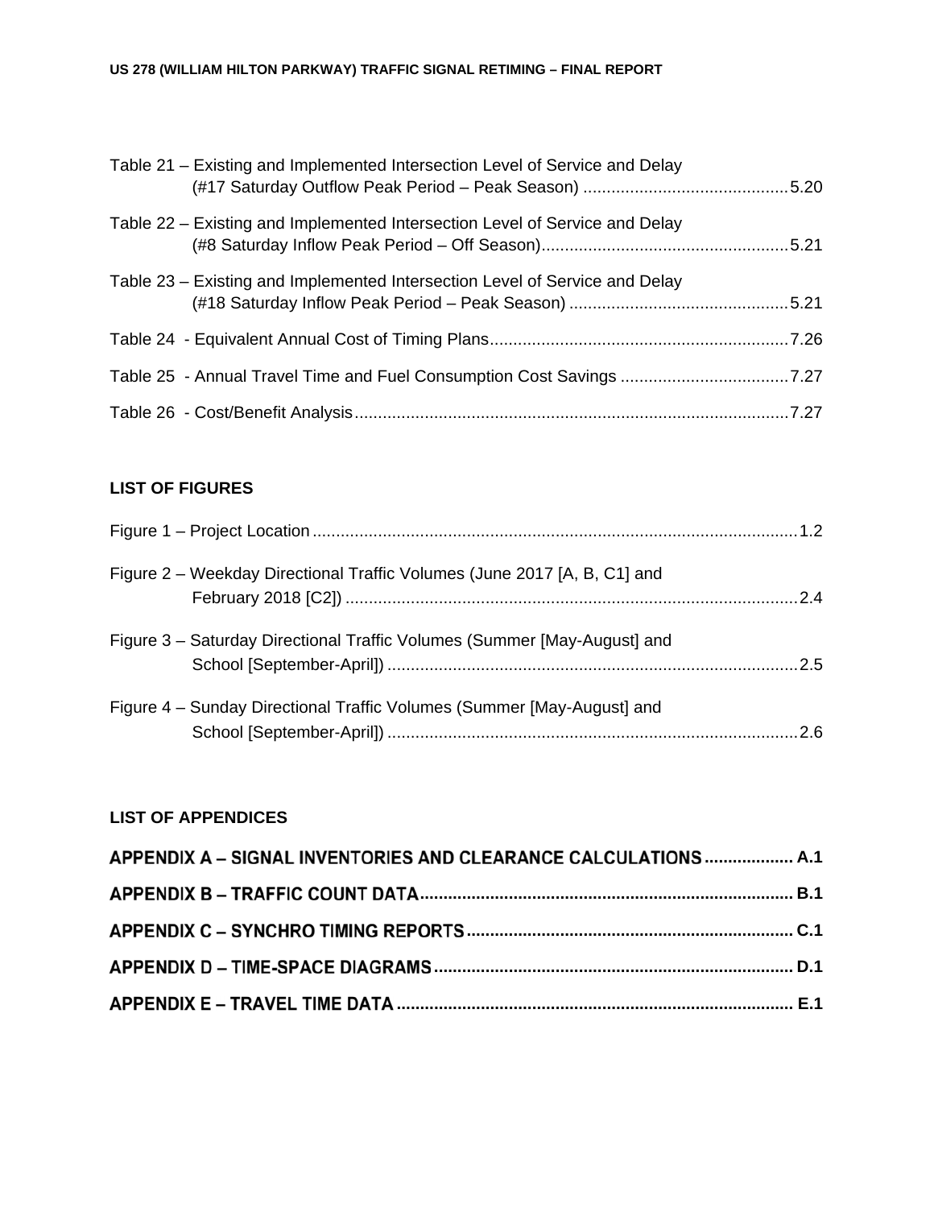Table 21 – Existing and Implemented Intersection Level of Service and Delay (#17 Saturday Outflow Peak Period – Peak Season) ............................................5.20

Table 22 – Existing and Implemented Intersection Level of Service and Delay (#8 Saturday Inflow Peak Period – Off Season)....................................................5.21

Table 23 – Existing and Implemented Intersection Level of Service and Delay (#18 Saturday Inflow Peak Period – Peak Season) ..............................................5.21

Table 24 - Equivalent Annual Cost of Timing Plans................................................................7.26

Table 25 - Annual Travel Time and Fuel Consumption Cost Savings ....................................7.27

Table 26 - Cost/Benefit Analysis.............................................................................................7.27

## LIST OF FIGURES

Figure 1 – Project Location.......................................................................................................1.2

Figure 2 – Weekday Directional Traffic Volumes (June 2017 [A, B, C1] and February 2018 [C2]) ................................................................................................2.4

Figure 3 – Saturday Directional Traffic Volumes (Summer [May-August] and School [September-April]) .......................................................................................2.5

Figure 4 – Sunday Directional Traffic Volumes (Summer [May-August] and School [September-April]) .......................................................................................2.6

## LIST OF APPENDICES

**APPENDIX A – SIGNAL INVENTORIES AND CLEARANCE CALCULATIONS .................. A.1**

**APPENDIX B – TRAFFIC COUNT DATA.............................................................................. B.1**

**APPENDIX C – SYNCHRO TIMING REPORTS..................................................................... C.1**

**APPENDIX D – TIME-SPACE DIAGRAMS........................................................................... D.1**

**APPENDIX E – TRAVEL TIME DATA.................................................................................... E.1**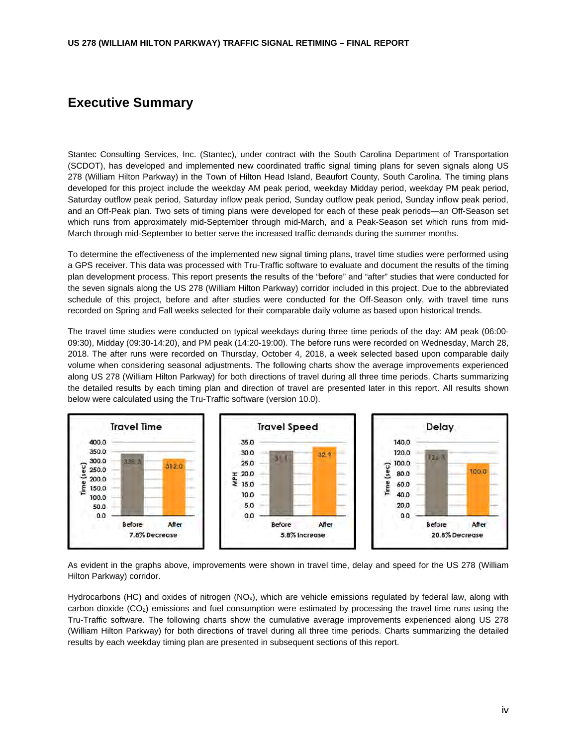# Executive Summary

Stantec Consulting Services, Inc. (Stantec), under contract with the South Carolina Department of Transportation (SCDOT), has developed and implemented new coordinated traffic signal timing plans for seven signals along US 278 (William Hilton Parkway) in the Town of Hilton Head Island, Beaufort County, South Carolina. The timing plans developed for this project include the weekday AM peak period, weekday Midday period, weekday PM peak period, Saturday outflow peak period, Saturday inflow peak period, Sunday outflow peak period, Sunday inflow peak period, and an Off-Peak plan. Two sets of timing plans were developed for each of these peak periods—an Off-Season set which runs from approximately mid-September through mid-March, and a Peak-Season set which runs from mid-March through mid-September to better serve the increased traffic demands during the summer months.

To determine the effectiveness of the implemented new signal timing plans, travel time studies were performed using a GPS receiver. This data was processed with Tru-Traffic software to evaluate and document the results of the timing plan development process. This report presents the results of the "before" and "after" studies that were conducted for the seven signals along the US 278 (William Hilton Parkway) corridor included in this project. Due to the abbreviated schedule of this project, before and after studies were conducted for the Off-Season only, with travel time runs recorded on Spring and Fall weeks selected for their comparable daily volume as based upon historical trends.

The travel time studies were conducted on typical weekdays during three time periods of the day: AM peak (06:00-09:30), Midday (09:30-14:20), and PM peak (14:20-19:00). The before runs were recorded on Wednesday, March 28, 2018. The after runs were recorded on Thursday, October 4, 2018, a week selected based upon comparable daily volume when considering seasonal adjustments. The following charts show the average improvements experienced along US 278 (William Hilton Parkway) for both directions of travel during all three time periods. Charts summarizing the detailed results by each timing plan and direction of travel are presented later in this report. All results shown below were calculated using the Tru-Traffic software (version 10.0).

**Travel Time**

| | Before | After |
|---|---|---|
| Time (sec) | 338.3 | 312.0 |

7.8% Decrease

**Travel Speed**

| | Before | After |
|---|---|---|
| MPH | 31.1 | 32.9 |

5.8% Increase

**Delay**

| | Before | After |
|---|---|---|
| Time (sec) | 126.3 | 100.0 |

20.8% Decrease

As evident in the graphs above, improvements were shown in travel time, delay and speed for the US 278 (William Hilton Parkway) corridor.

Hydrocarbons (HC) and oxides of nitrogen ($NO_x$), which are vehicle emissions regulated by federal law, along with carbon dioxide ($CO_2$) emissions and fuel consumption were estimated by processing the travel time runs using the Tru-Traffic software. The following charts show the cumulative average improvements experienced along US 278 (William Hilton Parkway) for both directions of travel during all three time periods. Charts summarizing the detailed results by each weekday timing plan are presented in subsequent sections of this report.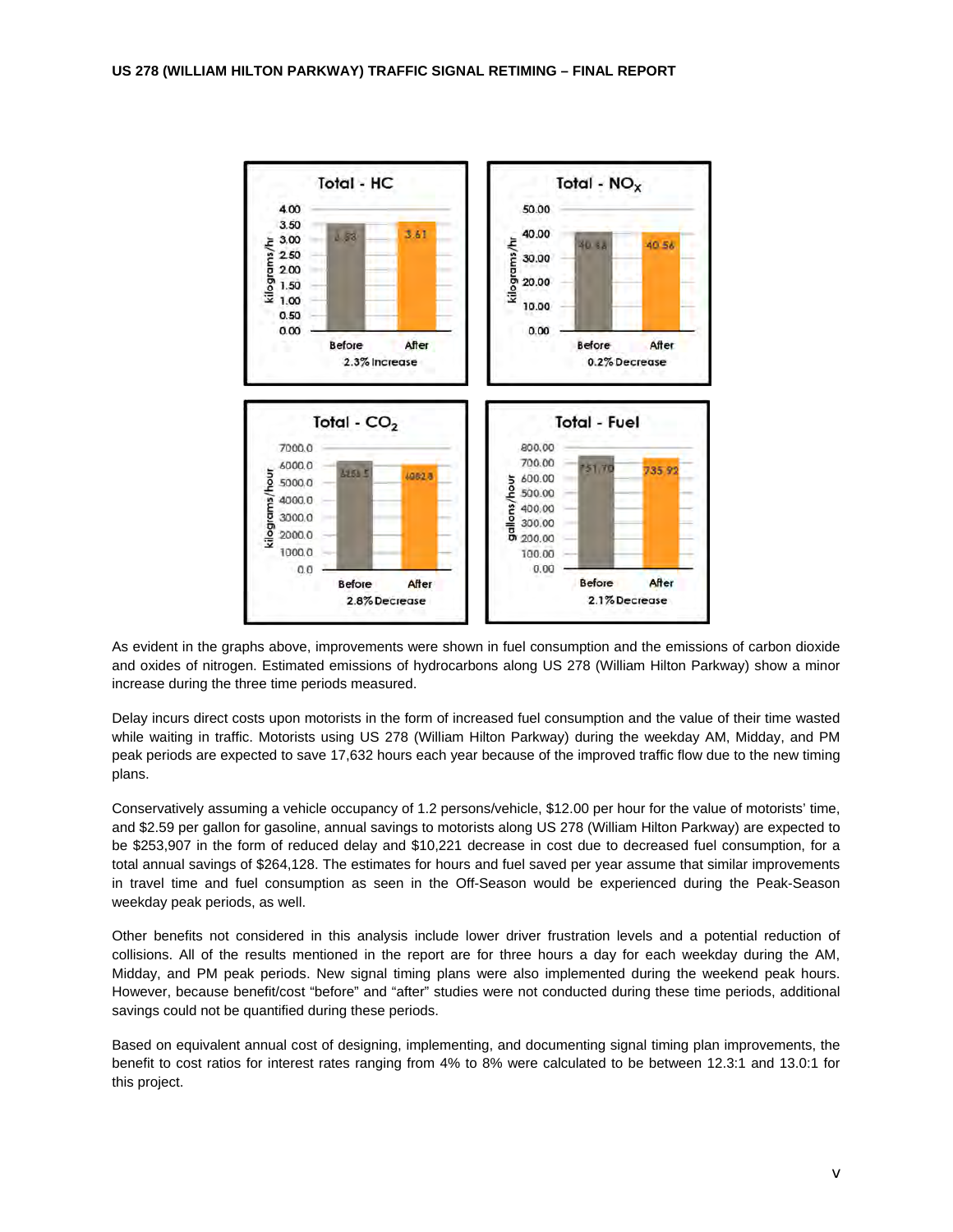Total - HC

| | Before | After |
|---|---|---|
| kilograms/hr | 3.53 | 3.61 |

2.3% Increase

Total - $NO_X$

| | Before | After |
|---|---|---|
| kilograms/hr | 40.48 | 40.56 |

0.2% Decrease

Total - $CO_2$

| | Before | After |
|---|---|---|
| kilograms/hour | 6255.5 | 6082.8 |

2.8% Decrease

Total - Fuel

| | Before | After |
|---|---|---|
| gallons/hour | 751.70 | 735.92 |

2.1% Decrease

As evident in the graphs above, improvements were shown in fuel consumption and the emissions of carbon dioxide and oxides of nitrogen. Estimated emissions of hydrocarbons along US 278 (William Hilton Parkway) show a minor increase during the three time periods measured.

Delay incurs direct costs upon motorists in the form of increased fuel consumption and the value of their time wasted while waiting in traffic. Motorists using US 278 (William Hilton Parkway) during the weekday AM, Midday, and PM peak periods are expected to save 17,632 hours each year because of the improved traffic flow due to the new timing plans.

Conservatively assuming a vehicle occupancy of 1.2 persons/vehicle, $12.00 per hour for the value of motorists' time, and $2.59 per gallon for gasoline, annual savings to motorists along US 278 (William Hilton Parkway) are expected to be $253,907 in the form of reduced delay and $10,221 decrease in cost due to decreased fuel consumption, for a total annual savings of $264,128. The estimates for hours and fuel saved per year assume that similar improvements in travel time and fuel consumption as seen in the Off-Season would be experienced during the Peak-Season weekday peak periods, as well.

Other benefits not considered in this analysis include lower driver frustration levels and a potential reduction of collisions. All of the results mentioned in the report are for three hours a day for each weekday during the AM, Midday, and PM peak periods. New signal timing plans were also implemented during the weekend peak hours. However, because benefit/cost "before" and "after" studies were not conducted during these time periods, additional savings could not be quantified during these periods.

Based on equivalent annual cost of designing, implementing, and documenting signal timing plan improvements, the benefit to cost ratios for interest rates ranging from 4% to 8% were calculated to be between 12.3:1 and 13.0:1 for this project.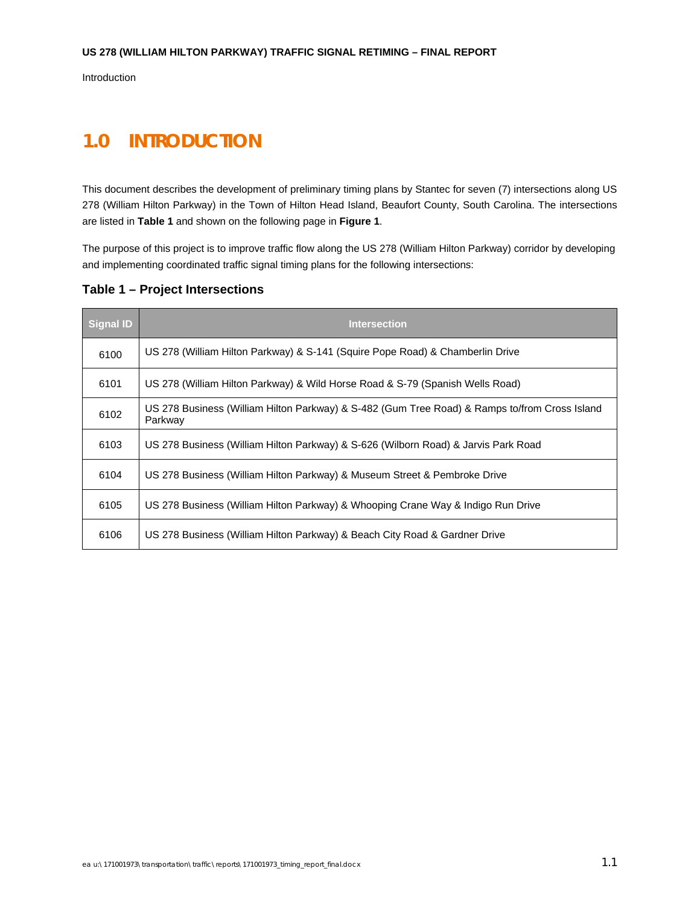# 1.0 INTRODUCTION

This document describes the development of preliminary timing plans by Stantec for seven (7) intersections along US 278 (William Hilton Parkway) in the Town of Hilton Head Island, Beaufort County, South Carolina. The intersections are listed in **Table 1** and shown on the following page in **Figure 1**.

The purpose of this project is to improve traffic flow along the US 278 (William Hilton Parkway) corridor by developing and implementing coordinated traffic signal timing plans for the following intersections:

### Table 1 – Project Intersections

| Signal ID | Intersection |
|---|---|
| 6100 | US 278 (William Hilton Parkway) & S-141 (Squire Pope Road) & Chamberlin Drive |
| 6101 | US 278 (William Hilton Parkway) & Wild Horse Road & S-79 (Spanish Wells Road) |
| 6102 | US 278 Business (William Hilton Parkway) & S-482 (Gum Tree Road) & Ramps to/from Cross Island Parkway |
| 6103 | US 278 Business (William Hilton Parkway) & S-626 (Wilborn Road) & Jarvis Park Road |
| 6104 | US 278 Business (William Hilton Parkway) & Museum Street & Pembroke Drive |
| 6105 | US 278 Business (William Hilton Parkway) & Whooping Crane Way & Indigo Run Drive |
| 6106 | US 278 Business (William Hilton Parkway) & Beach City Road & Gardner Drive |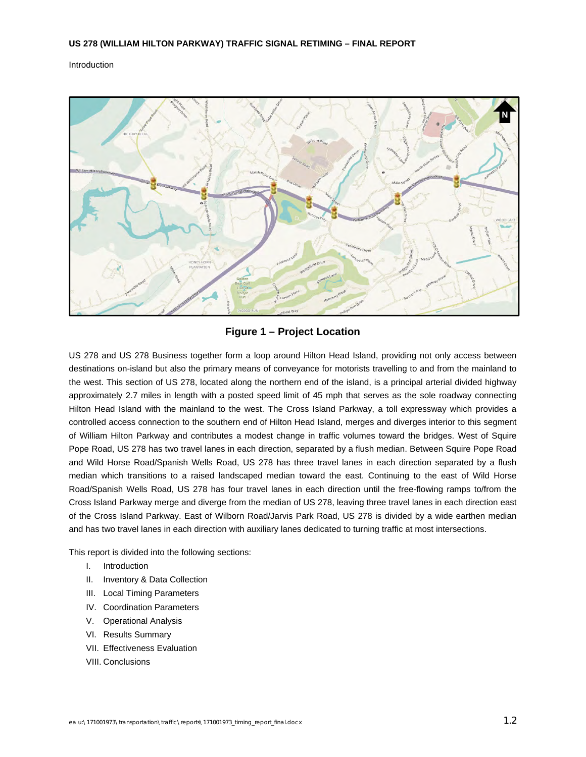Introduction

**Figure 1 – Project Location**

US 278 and US 278 Business together form a loop around Hilton Head Island, providing not only access between destinations on-island but also the primary means of conveyance for motorists travelling to and from the mainland to the west. This section of US 278, located along the northern end of the island, is a principal arterial divided highway approximately 2.7 miles in length with a posted speed limit of 45 mph that serves as the sole roadway connecting Hilton Head Island with the mainland to the west. The Cross Island Parkway, a toll expressway which provides a controlled access connection to the southern end of Hilton Head Island, merges and diverges interior to this segment of William Hilton Parkway and contributes a modest change in traffic volumes toward the bridges. West of Squire Pope Road, US 278 has two travel lanes in each direction, separated by a flush median. Between Squire Pope Road and Wild Horse Road/Spanish Wells Road, US 278 has three travel lanes in each direction separated by a flush median which transitions to a raised landscaped median toward the east. Continuing to the east of Wild Horse Road/Spanish Wells Road, US 278 has four travel lanes in each direction until the free-flowing ramps to/from the Cross Island Parkway merge and diverge from the median of US 278, leaving three travel lanes in each direction east of the Cross Island Parkway. East of Wilborn Road/Jarvis Park Road, US 278 is divided by a wide earthen median and has two travel lanes in each direction with auxiliary lanes dedicated to turning traffic at most intersections.

This report is divided into the following sections:

I. Introduction
II. Inventory & Data Collection
III. Local Timing Parameters
IV. Coordination Parameters
V. Operational Analysis
VI. Results Summary
VII. Effectiveness Evaluation
VIII. Conclusions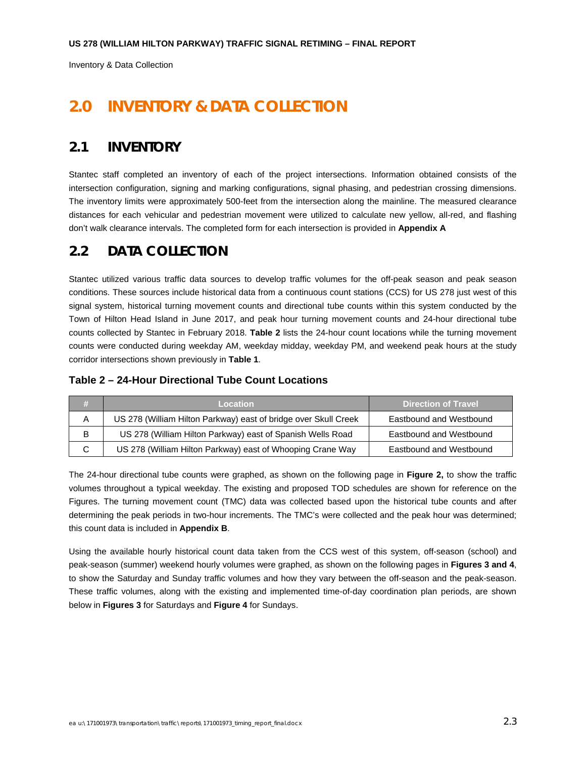# 2.0 INVENTORY & DATA COLLECTION

## 2.1 INVENTORY

Stantec staff completed an inventory of each of the project intersections. Information obtained consists of the intersection configuration, signing and marking configurations, signal phasing, and pedestrian crossing dimensions. The inventory limits were approximately 500-feet from the intersection along the mainline. The measured clearance distances for each vehicular and pedestrian movement were utilized to calculate new yellow, all-red, and flashing don't walk clearance intervals. The completed form for each intersection is provided in **Appendix A**

## 2.2 DATA COLLECTION

Stantec utilized various traffic data sources to develop traffic volumes for the off-peak season and peak season conditions. These sources include historical data from a continuous count stations (CCS) for US 278 just west of this signal system, historical turning movement counts and directional tube counts within this system conducted by the Town of Hilton Head Island in June 2017, and peak hour turning movement counts and 24-hour directional tube counts collected by Stantec in February 2018. **Table 2** lists the 24-hour count locations while the turning movement counts were conducted during weekday AM, weekday midday, weekday PM, and weekend peak hours at the study corridor intersections shown previously in **Table 1**.

### Table 2 – 24-Hour Directional Tube Count Locations

| # | Location | Direction of Travel |
|---|---|---|
| A | US 278 (William Hilton Parkway) east of bridge over Skull Creek | Eastbound and Westbound |
| B | US 278 (William Hilton Parkway) east of Spanish Wells Road | Eastbound and Westbound |
| C | US 278 (William Hilton Parkway) east of Whooping Crane Way | Eastbound and Westbound |

The 24-hour directional tube counts were graphed, as shown on the following page in **Figure 2,** to show the traffic volumes throughout a typical weekday. The existing and proposed TOD schedules are shown for reference on the Figures. The turning movement count (TMC) data was collected based upon the historical tube counts and after determining the peak periods in two-hour increments. The TMC's were collected and the peak hour was determined; this count data is included in **Appendix B**.

Using the available hourly historical count data taken from the CCS west of this system, off-season (school) and peak-season (summer) weekend hourly volumes were graphed, as shown on the following pages in **Figures 3 and 4**, to show the Saturday and Sunday traffic volumes and how they vary between the off-season and the peak-season. These traffic volumes, along with the existing and implemented time-of-day coordination plan periods, are shown below in **Figures 3** for Saturdays and **Figure 4** for Sundays.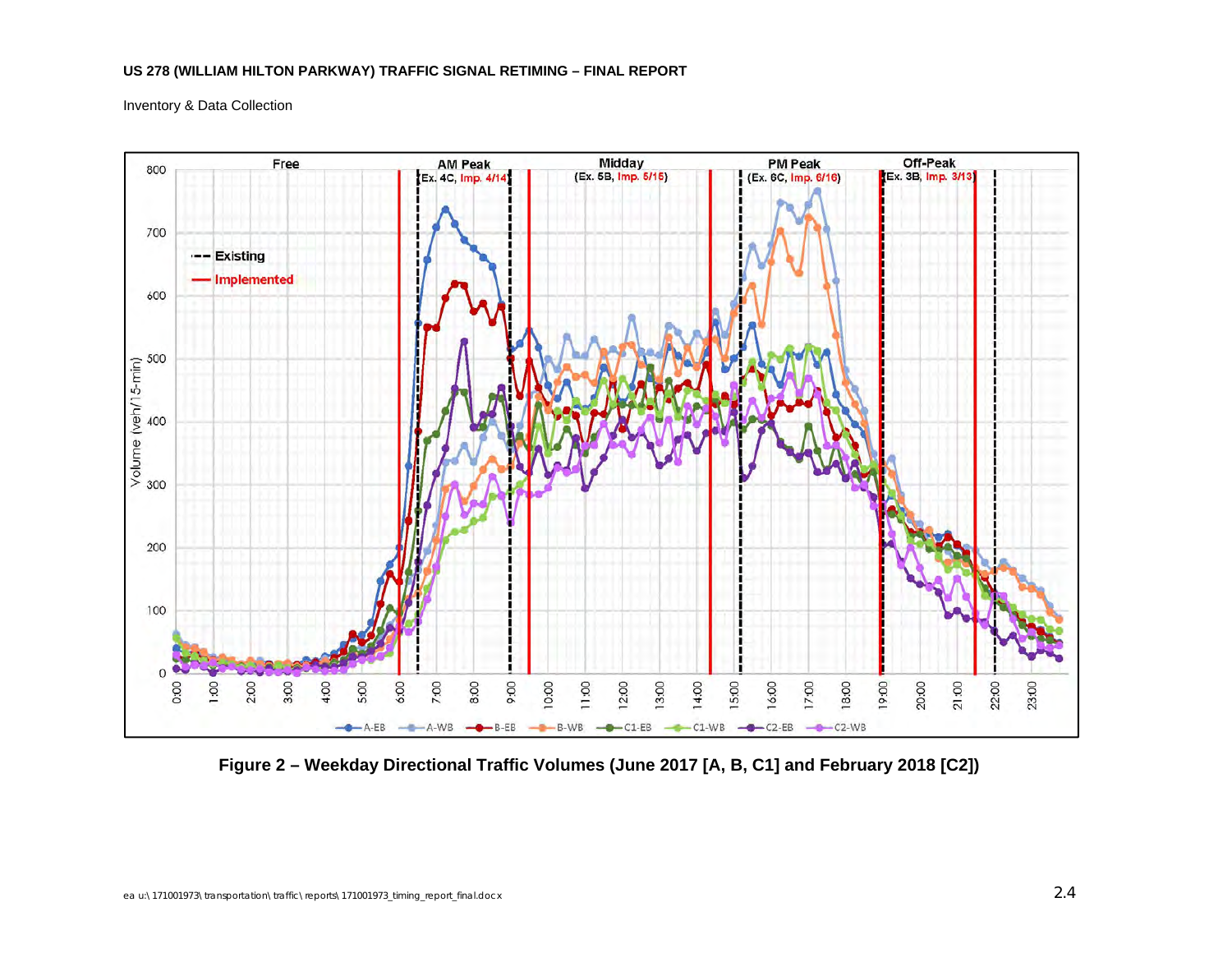Figure 2 – Weekday Directional Traffic Volumes (June 2017 [A, B, C1] and February 2018 [C2])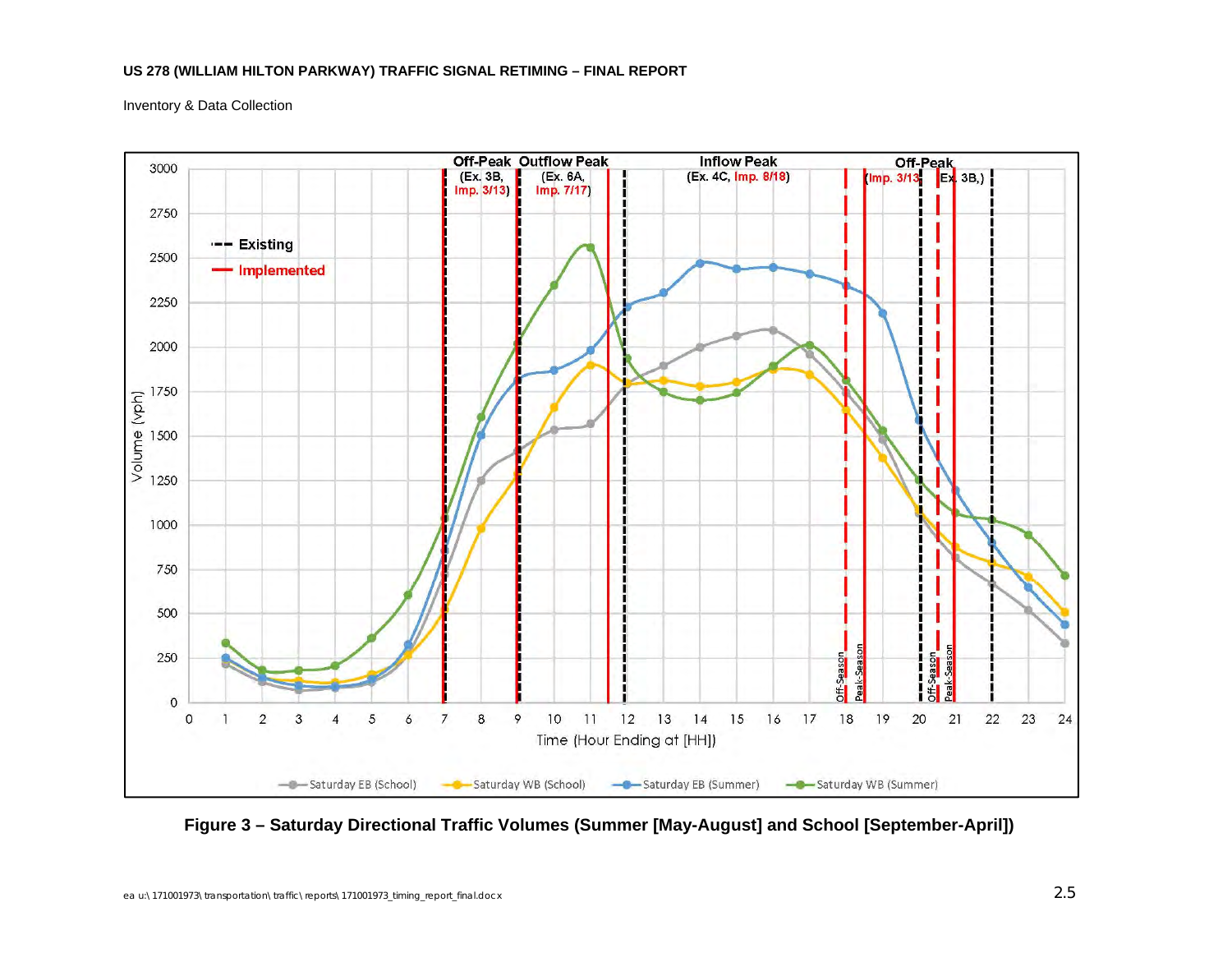Inventory & Data Collection

Figure 3 – Saturday Directional Traffic Volumes (Summer [May-August] and School [September-April])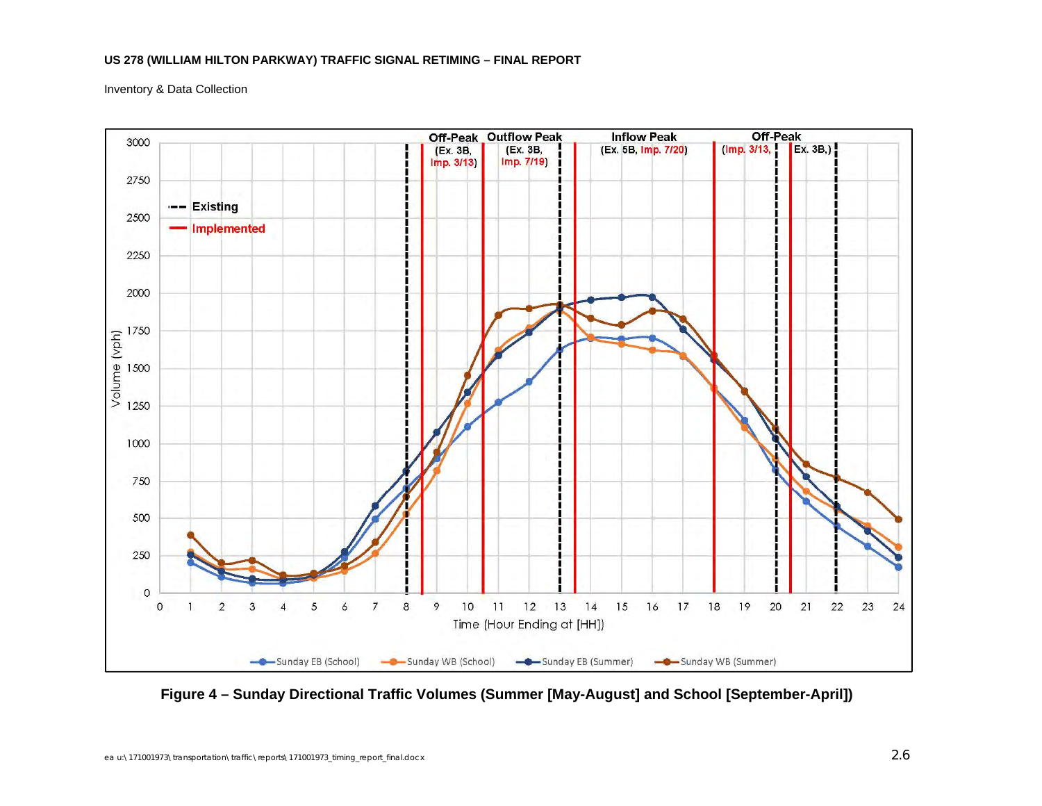Inventory & Data Collection

Figure 4 – Sunday Directional Traffic Volumes (Summer [May-August] and School [September-April])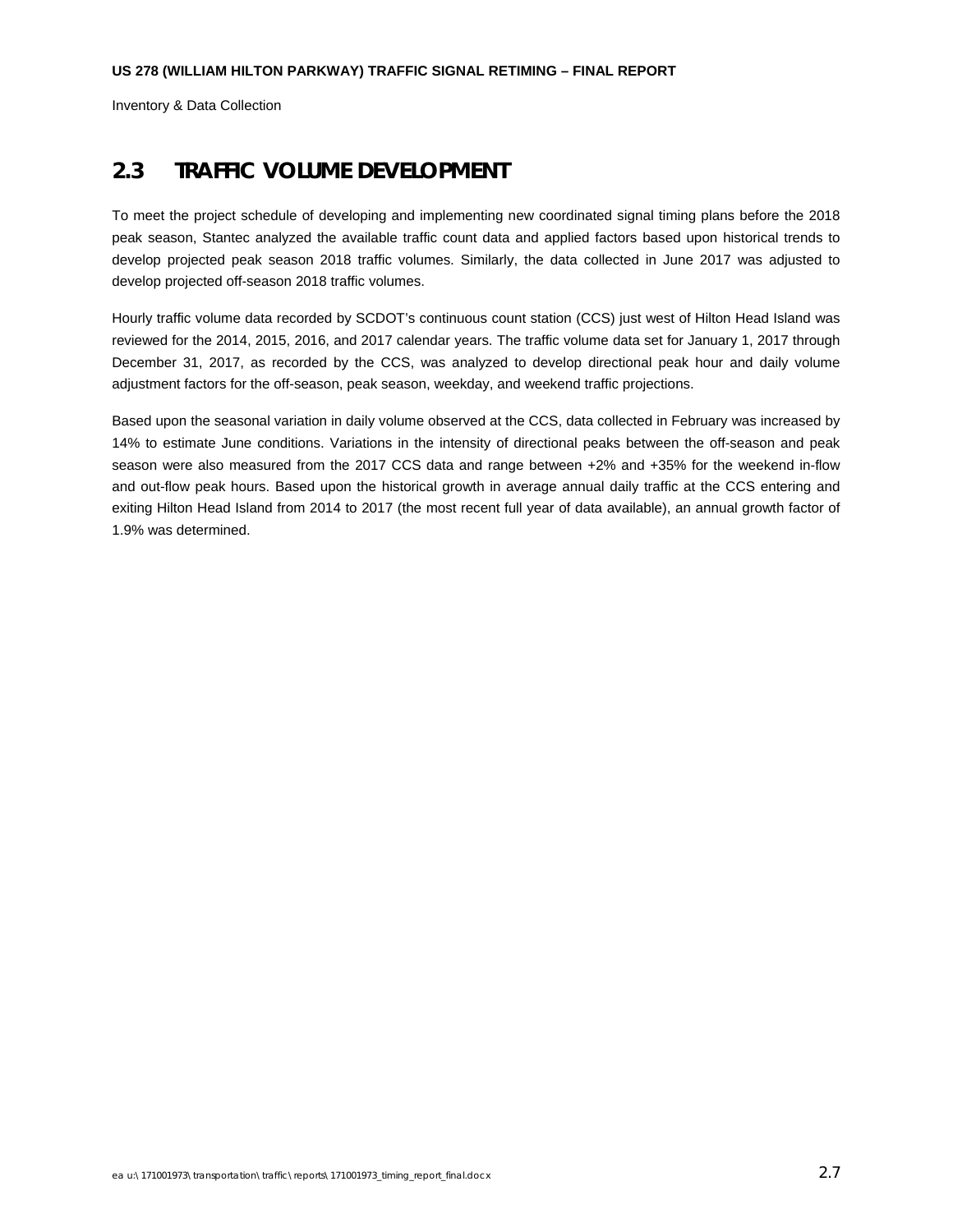## 2.3 TRAFFIC VOLUME DEVELOPMENT

To meet the project schedule of developing and implementing new coordinated signal timing plans before the 2018 peak season, Stantec analyzed the available traffic count data and applied factors based upon historical trends to develop projected peak season 2018 traffic volumes. Similarly, the data collected in June 2017 was adjusted to develop projected off-season 2018 traffic volumes.

Hourly traffic volume data recorded by SCDOT's continuous count station (CCS) just west of Hilton Head Island was reviewed for the 2014, 2015, 2016, and 2017 calendar years. The traffic volume data set for January 1, 2017 through December 31, 2017, as recorded by the CCS, was analyzed to develop directional peak hour and daily volume adjustment factors for the off-season, peak season, weekday, and weekend traffic projections.

Based upon the seasonal variation in daily volume observed at the CCS, data collected in February was increased by 14% to estimate June conditions. Variations in the intensity of directional peaks between the off-season and peak season were also measured from the 2017 CCS data and range between +2% and +35% for the weekend in-flow and out-flow peak hours. Based upon the historical growth in average annual daily traffic at the CCS entering and exiting Hilton Head Island from 2014 to 2017 (the most recent full year of data available), an annual growth factor of 1.9% was determined.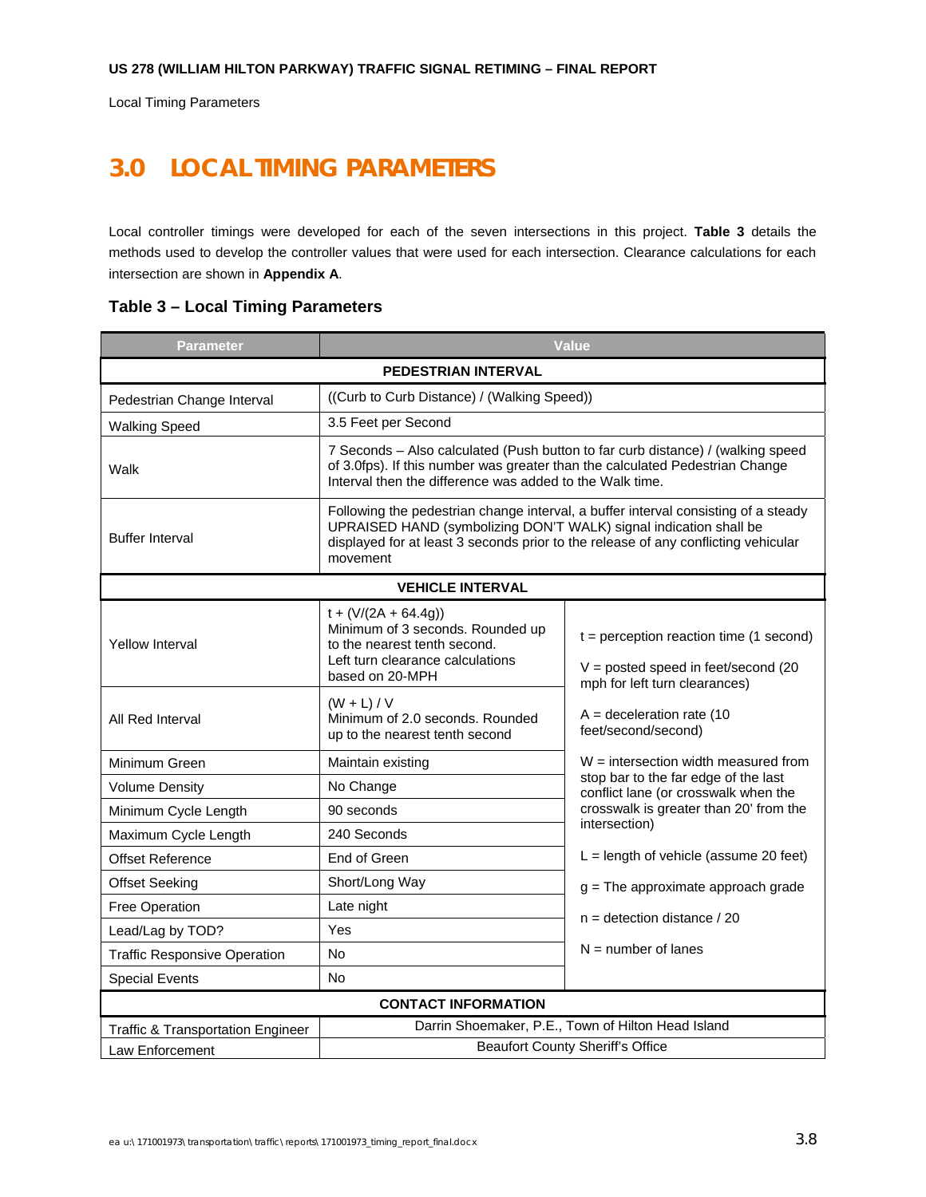# 3.0 LOCAL TIMING PARAMETERS

Local controller timings were developed for each of the seven intersections in this project. **Table 3** details the methods used to develop the controller values that were used for each intersection. Clearance calculations for each intersection are shown in **Appendix A**.

### Table 3 – Local Timing Parameters

| Parameter | Value | |
|---|---|---|
| **PEDESTRIAN INTERVAL** | | |
| Pedestrian Change Interval | ((Curb to Curb Distance) / (Walking Speed)) | |
| Walking Speed | 3.5 Feet per Second | |
| Walk | 7 Seconds – Also calculated (Push button to far curb distance) / (walking speed of 3.0fps). If this number was greater than the calculated Pedestrian Change Interval then the difference was added to the Walk time. | |
| Buffer Interval | Following the pedestrian change interval, a buffer interval consisting of a steady UPRAISED HAND (symbolizing DON'T WALK) signal indication shall be displayed for at least 3 seconds prior to the release of any conflicting vehicular movement | |
| **VEHICLE INTERVAL** | | |
| Yellow Interval | $t + (V/(2A + 64.4g))$ Minimum of 3 seconds. Rounded up to the nearest tenth second. Left turn clearance calculations based on 20-MPH | t = perception reaction time (1 second)<br>V = posted speed in feet/second (20 mph for left turn clearances)<br>A = deceleration rate (10 feet/second/second)<br>W = intersection width measured from stop bar to the far edge of the last conflict lane (or crosswalk when the crosswalk is greater than 20' from the intersection)<br>L = length of vehicle (assume 20 feet)<br>g = The approximate approach grade<br>n = detection distance / 20<br>N = number of lanes |
| All Red Interval | $(W + L) / V$ Minimum of 2.0 seconds. Rounded up to the nearest tenth second | |
| Minimum Green | Maintain existing | |
| Volume Density | No Change | |
| Minimum Cycle Length | 90 seconds | |
| Maximum Cycle Length | 240 Seconds | |
| Offset Reference | End of Green | |
| Offset Seeking | Short/Long Way | |
| Free Operation | Late night | |
| Lead/Lag by TOD? | Yes | |
| Traffic Responsive Operation | No | |
| Special Events | No | |
| **CONTACT INFORMATION** | | |
| Traffic & Transportation Engineer | Darrin Shoemaker, P.E., Town of Hilton Head Island | |
| Law Enforcement | Beaufort County Sheriff's Office | |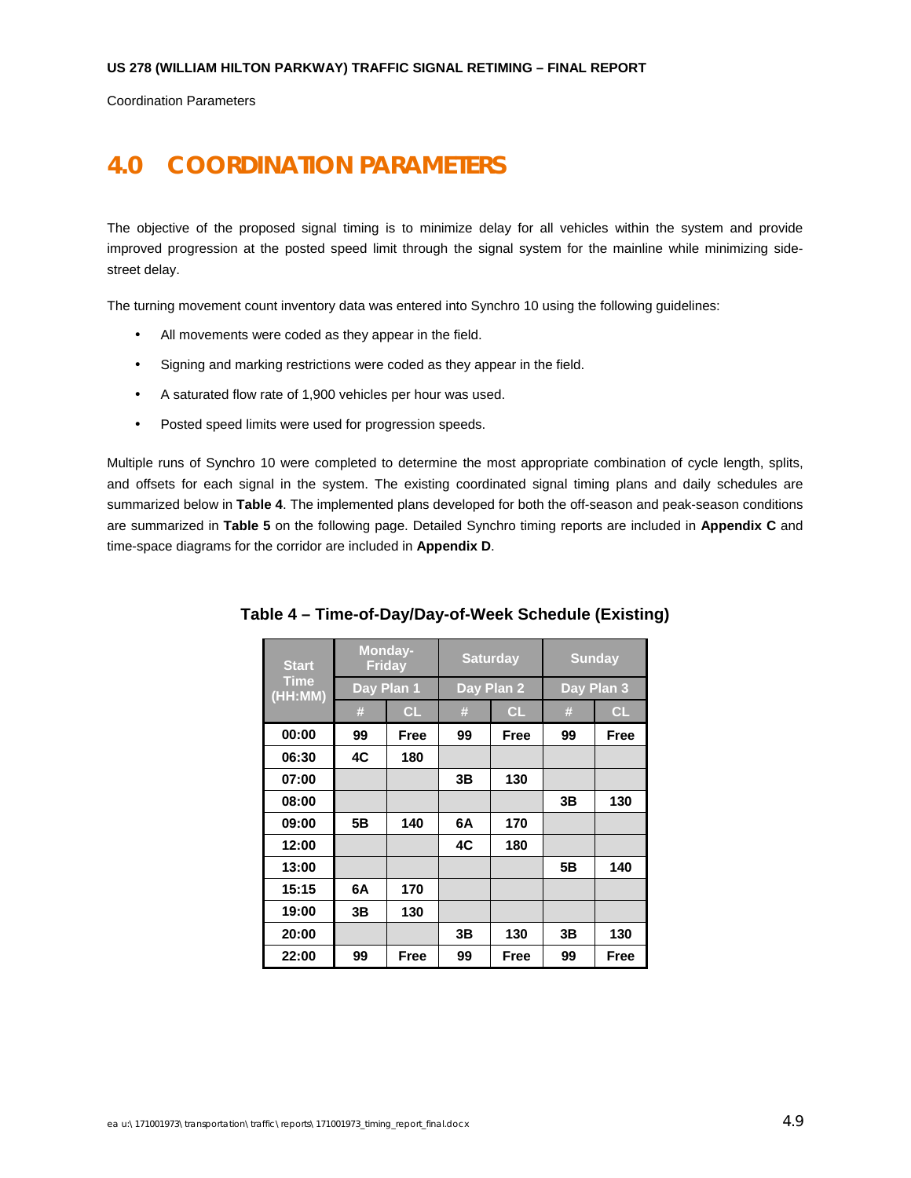# 4.0 COORDINATION PARAMETERS

The objective of the proposed signal timing is to minimize delay for all vehicles within the system and provide improved progression at the posted speed limit through the signal system for the mainline while minimizing side-street delay.

The turning movement count inventory data was entered into Synchro 10 using the following guidelines:

- All movements were coded as they appear in the field.
- Signing and marking restrictions were coded as they appear in the field.
- A saturated flow rate of 1,900 vehicles per hour was used.
- Posted speed limits were used for progression speeds.

Multiple runs of Synchro 10 were completed to determine the most appropriate combination of cycle length, splits, and offsets for each signal in the system. The existing coordinated signal timing plans and daily schedules are summarized below in **Table 4**. The implemented plans developed for both the off-season and peak-season conditions are summarized in **Table 5** on the following page. Detailed Synchro timing reports are included in **Appendix C** and time-space diagrams for the corridor are included in **Appendix D**.

**Table 4 – Time-of-Day/Day-of-Week Schedule (Existing)**

| Start Time (HH:MM) | Monday-Friday | | Saturday | | Sunday | |
|---|---|---|---|---|---|---|
| | Day Plan 1 | | Day Plan 2 | | Day Plan 3 | |
| | # | CL | # | CL | # | CL |
| 00:00 | 99 | Free | 99 | Free | 99 | Free |
| 06:30 | 4C | 180 | | | | |
| 07:00 | | | 3B | 130 | | |
| 08:00 | | | | | 3B | 130 |
| 09:00 | 5B | 140 | 6A | 170 | | |
| 12:00 | | | 4C | 180 | | |
| 13:00 | | | | | 5B | 140 |
| 15:15 | 6A | 170 | | | | |
| 19:00 | 3B | 130 | | | | |
| 20:00 | | | 3B | 130 | 3B | 130 |
| 22:00 | 99 | Free | 99 | Free | 99 | Free |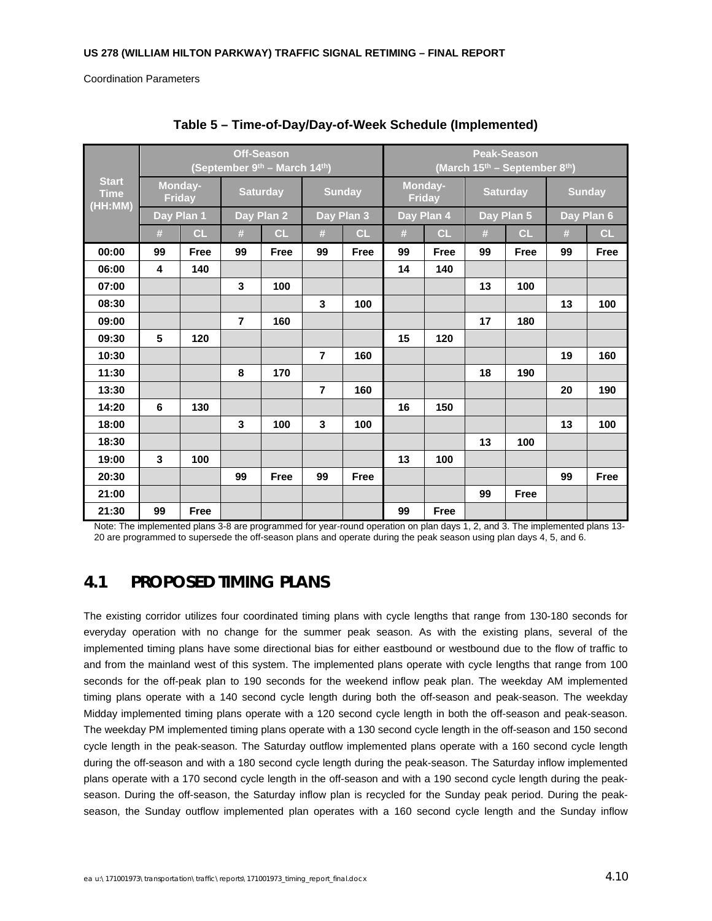Coordination Parameters

**Table 5 – Time-of-Day/Day-of-Week Schedule (Implemented)**

| Start Time (HH:MM) | Off-Season (September 9th – March 14th) | | | | | | Peak-Season (March 15th – September 8th) | | | | | |
|---|---|---|---|---|---|---|---|---|---|---|---|---|
| | Monday-Friday | | Saturday | | Sunday | | Monday-Friday | | Saturday | | Sunday | |
| | Day Plan 1 | | Day Plan 2 | | Day Plan 3 | | Day Plan 4 | | Day Plan 5 | | Day Plan 6 | |
| | # | CL | # | CL | # | CL | # | CL | # | CL | # | CL |
| **00:00** | **99** | **Free** | **99** | **Free** | **99** | **Free** | **99** | **Free** | **99** | **Free** | **99** | **Free** |
| **06:00** | **4** | **140** | | | | | **14** | **140** | | | | |
| **07:00** | | | **3** | **100** | | | | | **13** | **100** | | |
| **08:30** | | | | | **3** | **100** | | | | | **13** | **100** |
| **09:00** | | | **7** | **160** | | | | | **17** | **180** | | |
| **09:30** | **5** | **120** | | | | | **15** | **120** | | | | |
| **10:30** | | | | | **7** | **160** | | | | | **19** | **160** |
| **11:30** | | | **8** | **170** | | | | | **18** | **190** | | |
| **13:30** | | | | | **7** | **160** | | | | | **20** | **190** |
| **14:20** | **6** | **130** | | | | | **16** | **150** | | | | |
| **18:00** | | | **3** | **100** | **3** | **100** | | | | | **13** | **100** |
| **18:30** | | | | | | | | | **13** | **100** | | |
| **19:00** | **3** | **100** | | | | | **13** | **100** | | | | |
| **20:30** | | | **99** | **Free** | **99** | **Free** | | | | | **99** | **Free** |
| **21:00** | | | | | | | | | **99** | **Free** | | |
| **21:30** | **99** | **Free** | | | | | **99** | **Free** | | | | |

Note: The implemented plans 3-8 are programmed for year-round operation on plan days 1, 2, and 3. The implemented plans 13-20 are programmed to supersede the off-season plans and operate during the peak season using plan days 4, 5, and 6.

## 4.1 PROPOSED TIMING PLANS

The existing corridor utilizes four coordinated timing plans with cycle lengths that range from 130-180 seconds for everyday operation with no change for the summer peak season. As with the existing plans, several of the implemented timing plans have some directional bias for either eastbound or westbound due to the flow of traffic to and from the mainland west of this system. The implemented plans operate with cycle lengths that range from 100 seconds for the off-peak plan to 190 seconds for the weekend inflow peak plan. The weekday AM implemented timing plans operate with a 140 second cycle length during both the off-season and peak-season. The weekday Midday implemented timing plans operate with a 120 second cycle length in both the off-season and peak-season. The weekday PM implemented timing plans operate with a 130 second cycle length in the off-season and 150 second cycle length in the peak-season. The Saturday outflow implemented plans operate with a 160 second cycle length during the off-season and with a 180 second cycle length during the peak-season. The Saturday inflow implemented plans operate with a 170 second cycle length in the off-season and with a 190 second cycle length during the peak-season. During the off-season, the Saturday inflow plan is recycled for the Sunday peak period. During the peak-season, the Sunday outflow implemented plan operates with a 160 second cycle length and the Sunday inflow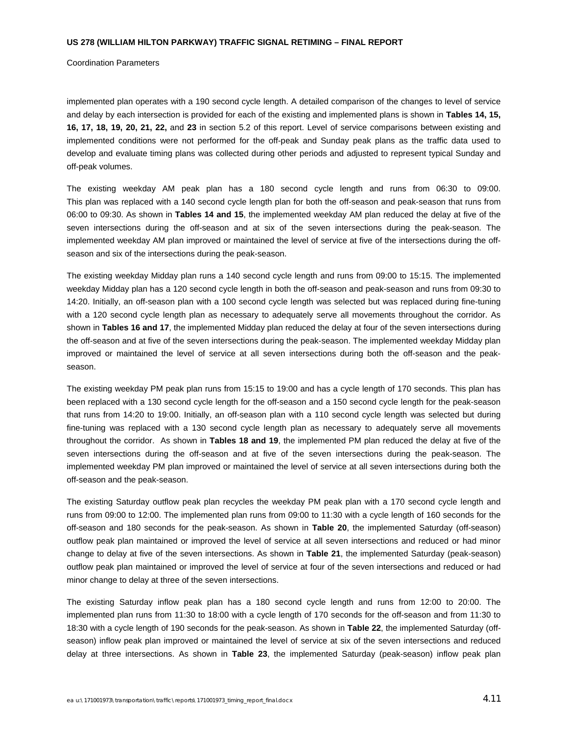implemented plan operates with a 190 second cycle length. A detailed comparison of the changes to level of service and delay by each intersection is provided for each of the existing and implemented plans is shown in **Tables 14, 15, 16, 17, 18, 19, 20, 21, 22,** and **23** in section 5.2 of this report. Level of service comparisons between existing and implemented conditions were not performed for the off-peak and Sunday peak plans as the traffic data used to develop and evaluate timing plans was collected during other periods and adjusted to represent typical Sunday and off-peak volumes.

The existing weekday AM peak plan has a 180 second cycle length and runs from 06:30 to 09:00. This plan was replaced with a 140 second cycle length plan for both the off-season and peak-season that runs from 06:00 to 09:30. As shown in **Tables 14 and 15**, the implemented weekday AM plan reduced the delay at five of the seven intersections during the off-season and at six of the seven intersections during the peak-season. The implemented weekday AM plan improved or maintained the level of service at five of the intersections during the off-season and six of the intersections during the peak-season.

The existing weekday Midday plan runs a 140 second cycle length and runs from 09:00 to 15:15. The implemented weekday Midday plan has a 120 second cycle length in both the off-season and peak-season and runs from 09:30 to 14:20. Initially, an off-season plan with a 100 second cycle length was selected but was replaced during fine-tuning with a 120 second cycle length plan as necessary to adequately serve all movements throughout the corridor. As shown in **Tables 16 and 17**, the implemented Midday plan reduced the delay at four of the seven intersections during the off-season and at five of the seven intersections during the peak-season. The implemented weekday Midday plan improved or maintained the level of service at all seven intersections during both the off-season and the peak-season.

The existing weekday PM peak plan runs from 15:15 to 19:00 and has a cycle length of 170 seconds. This plan has been replaced with a 130 second cycle length for the off-season and a 150 second cycle length for the peak-season that runs from 14:20 to 19:00. Initially, an off-season plan with a 110 second cycle length was selected but during fine-tuning was replaced with a 130 second cycle length plan as necessary to adequately serve all movements throughout the corridor. As shown in **Tables 18 and 19**, the implemented PM plan reduced the delay at five of the seven intersections during the off-season and at five of the seven intersections during the peak-season. The implemented weekday PM plan improved or maintained the level of service at all seven intersections during both the off-season and the peak-season.

The existing Saturday outflow peak plan recycles the weekday PM peak plan with a 170 second cycle length and runs from 09:00 to 12:00. The implemented plan runs from 09:00 to 11:30 with a cycle length of 160 seconds for the off-season and 180 seconds for the peak-season. As shown in **Table 20**, the implemented Saturday (off-season) outflow peak plan maintained or improved the level of service at all seven intersections and reduced or had minor change to delay at five of the seven intersections. As shown in **Table 21**, the implemented Saturday (peak-season) outflow peak plan maintained or improved the level of service at four of the seven intersections and reduced or had minor change to delay at three of the seven intersections.

The existing Saturday inflow peak plan has a 180 second cycle length and runs from 12:00 to 20:00. The implemented plan runs from 11:30 to 18:00 with a cycle length of 170 seconds for the off-season and from 11:30 to 18:30 with a cycle length of 190 seconds for the peak-season. As shown in **Table 22**, the implemented Saturday (off-season) inflow peak plan improved or maintained the level of service at six of the seven intersections and reduced delay at three intersections. As shown in **Table 23**, the implemented Saturday (peak-season) inflow peak plan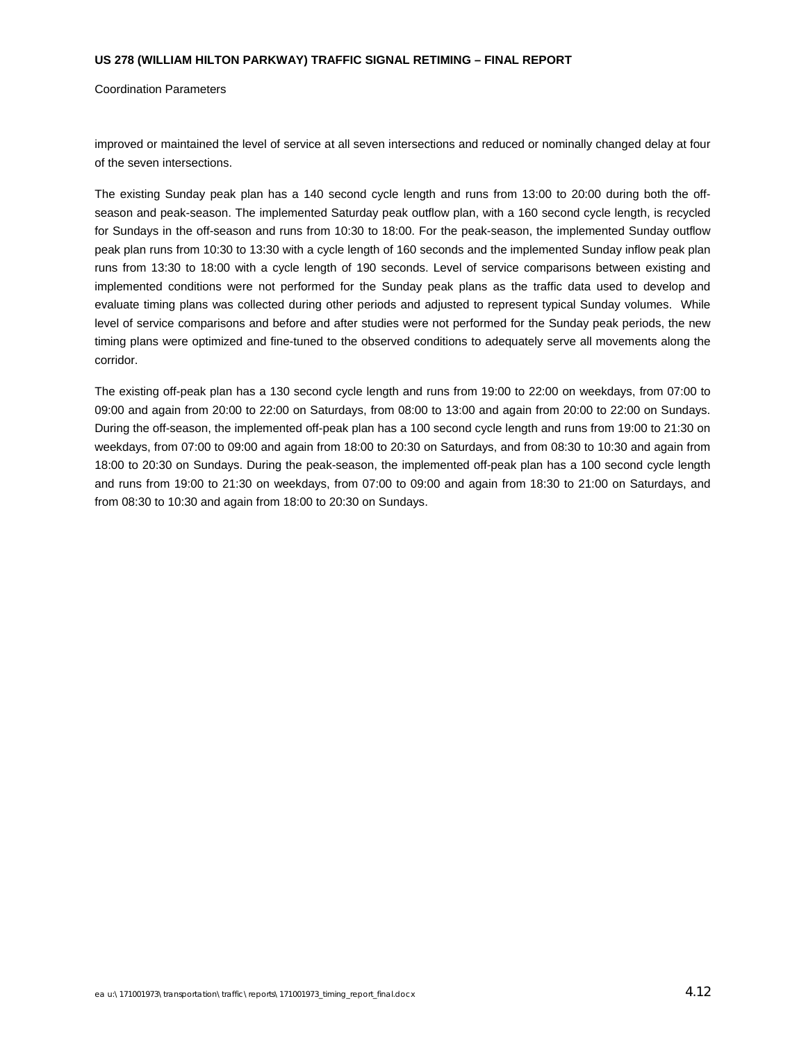improved or maintained the level of service at all seven intersections and reduced or nominally changed delay at four of the seven intersections.

The existing Sunday peak plan has a 140 second cycle length and runs from 13:00 to 20:00 during both the off-season and peak-season. The implemented Saturday peak outflow plan, with a 160 second cycle length, is recycled for Sundays in the off-season and runs from 10:30 to 18:00. For the peak-season, the implemented Sunday outflow peak plan runs from 10:30 to 13:30 with a cycle length of 160 seconds and the implemented Sunday inflow peak plan runs from 13:30 to 18:00 with a cycle length of 190 seconds. Level of service comparisons between existing and implemented conditions were not performed for the Sunday peak plans as the traffic data used to develop and evaluate timing plans was collected during other periods and adjusted to represent typical Sunday volumes. While level of service comparisons and before and after studies were not performed for the Sunday peak periods, the new timing plans were optimized and fine-tuned to the observed conditions to adequately serve all movements along the corridor.

The existing off-peak plan has a 130 second cycle length and runs from 19:00 to 22:00 on weekdays, from 07:00 to 09:00 and again from 20:00 to 22:00 on Saturdays, from 08:00 to 13:00 and again from 20:00 to 22:00 on Sundays. During the off-season, the implemented off-peak plan has a 100 second cycle length and runs from 19:00 to 21:30 on weekdays, from 07:00 to 09:00 and again from 18:00 to 20:30 on Saturdays, and from 08:30 to 10:30 and again from 18:00 to 20:30 on Sundays. During the peak-season, the implemented off-peak plan has a 100 second cycle length and runs from 19:00 to 21:30 on weekdays, from 07:00 to 09:00 and again from 18:30 to 21:00 on Saturdays, and from 08:30 to 10:30 and again from 18:00 to 20:30 on Sundays.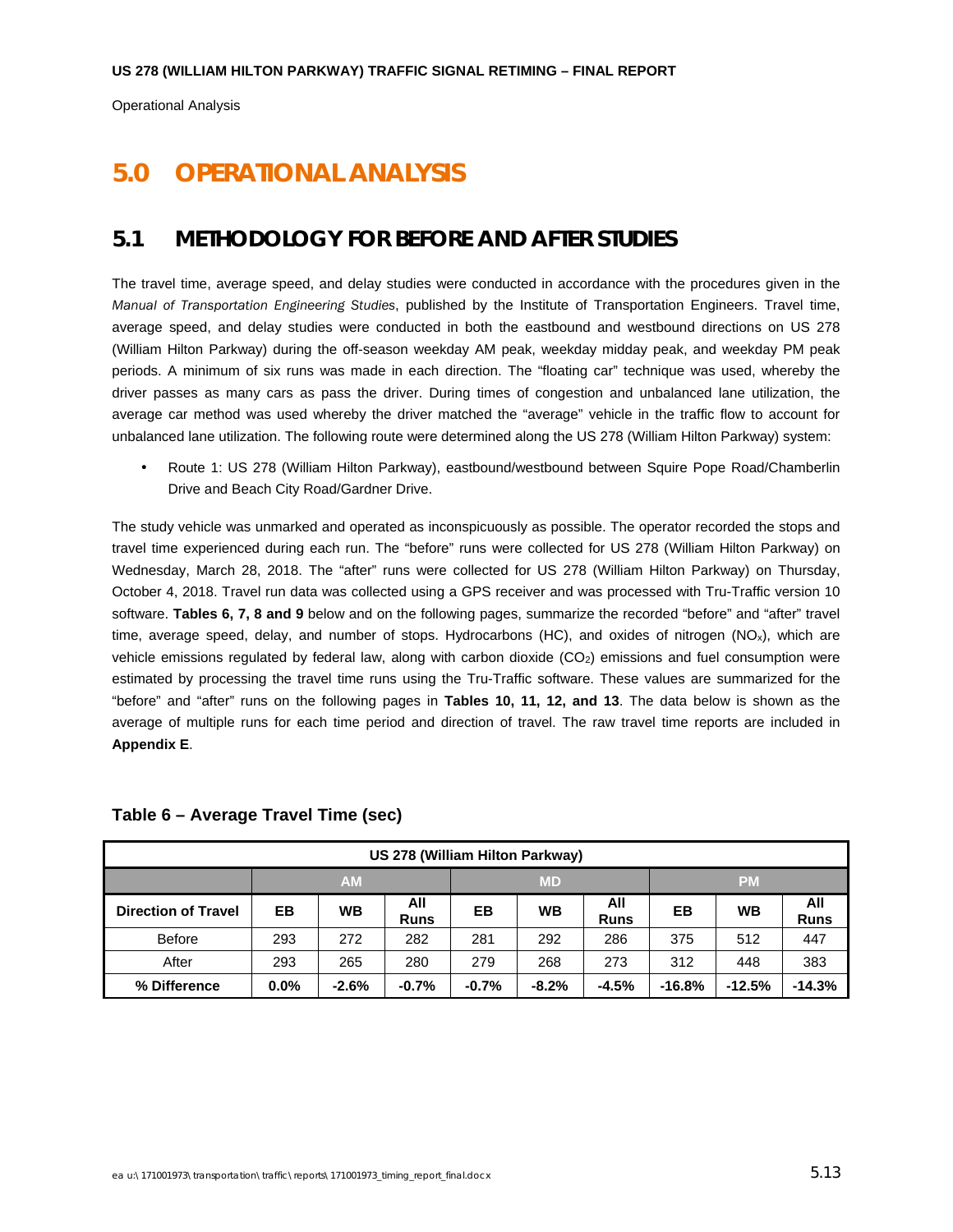# 5.0 OPERATIONAL ANALYSIS

## 5.1 METHODOLOGY FOR BEFORE AND AFTER STUDIES

The travel time, average speed, and delay studies were conducted in accordance with the procedures given in the *Manual of Transportation Engineering Studies*, published by the Institute of Transportation Engineers. Travel time, average speed, and delay studies were conducted in both the eastbound and westbound directions on US 278 (William Hilton Parkway) during the off-season weekday AM peak, weekday midday peak, and weekday PM peak periods. A minimum of six runs was made in each direction. The "floating car" technique was used, whereby the driver passes as many cars as pass the driver. During times of congestion and unbalanced lane utilization, the average car method was used whereby the driver matched the "average" vehicle in the traffic flow to account for unbalanced lane utilization. The following route were determined along the US 278 (William Hilton Parkway) system:

- Route 1: US 278 (William Hilton Parkway), eastbound/westbound between Squire Pope Road/Chamberlin Drive and Beach City Road/Gardner Drive.

The study vehicle was unmarked and operated as inconspicuously as possible. The operator recorded the stops and travel time experienced during each run. The "before" runs were collected for US 278 (William Hilton Parkway) on Wednesday, March 28, 2018. The "after" runs were collected for US 278 (William Hilton Parkway) on Thursday, October 4, 2018. Travel run data was collected using a GPS receiver and was processed with Tru-Traffic version 10 software. **Tables 6, 7, 8 and 9** below and on the following pages, summarize the recorded "before" and "after" travel time, average speed, delay, and number of stops. Hydrocarbons (HC), and oxides of nitrogen ($NO_x$), which are vehicle emissions regulated by federal law, along with carbon dioxide ($CO_2$) emissions and fuel consumption were estimated by processing the travel time runs using the Tru-Traffic software. These values are summarized for the "before" and "after" runs on the following pages in **Tables 10, 11, 12, and 13**. The data below is shown as the average of multiple runs for each time period and direction of travel. The raw travel time reports are included in **Appendix E**.

### Table 6 – Average Travel Time (sec)

| US 278 (William Hilton Parkway) | | | | | | | | | |
|---|---|---|---|---|---|---|---|---|---|
| | AM | | | MD | | | PM | | |
| **Direction of Travel** | **EB** | **WB** | **All Runs** | **EB** | **WB** | **All Runs** | **EB** | **WB** | **All Runs** |
| Before | 293 | 272 | 282 | 281 | 292 | 286 | 375 | 512 | 447 |
| After | 293 | 265 | 280 | 279 | 268 | 273 | 312 | 448 | 383 |
| **% Difference** | **0.0%** | **-2.6%** | **-0.7%** | **-0.7%** | **-8.2%** | **-4.5%** | **-16.8%** | **-12.5%** | **-14.3%** |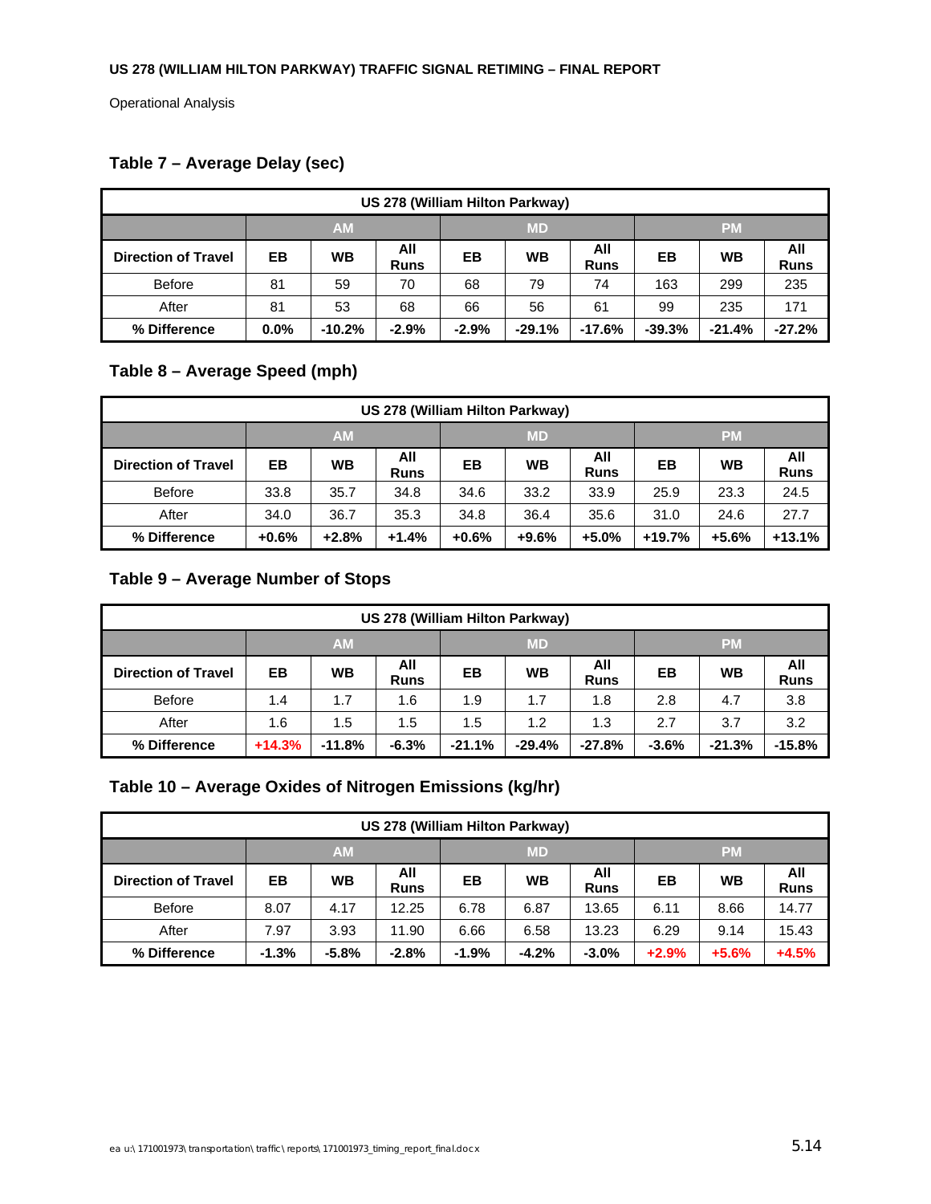Operational Analysis

## Table 7 – Average Delay (sec)

| US 278 (William Hilton Parkway) | | | | | | | | | |
|---|---|---|---|---|---|---|---|---|---|
| | AM | | | MD | | | PM | | |
| **Direction of Travel** | **EB** | **WB** | **All Runs** | **EB** | **WB** | **All Runs** | **EB** | **WB** | **All Runs** |
| Before | 81 | 59 | 70 | 68 | 79 | 74 | 163 | 299 | 235 |
| After | 81 | 53 | 68 | 66 | 56 | 61 | 99 | 235 | 171 |
| **% Difference** | **0.0%** | **-10.2%** | **-2.9%** | **-2.9%** | **-29.1%** | **-17.6%** | **-39.3%** | **-21.4%** | **-27.2%** |

## Table 8 – Average Speed (mph)

| US 278 (William Hilton Parkway) | | | | | | | | | |
|---|---|---|---|---|---|---|---|---|---|
| | AM | | | MD | | | PM | | |
| **Direction of Travel** | **EB** | **WB** | **All Runs** | **EB** | **WB** | **All Runs** | **EB** | **WB** | **All Runs** |
| Before | 33.8 | 35.7 | 34.8 | 34.6 | 33.2 | 33.9 | 25.9 | 23.3 | 24.5 |
| After | 34.0 | 36.7 | 35.3 | 34.8 | 36.4 | 35.6 | 31.0 | 24.6 | 27.7 |
| **% Difference** | **+0.6%** | **+2.8%** | **+1.4%** | **+0.6%** | **+9.6%** | **+5.0%** | **+19.7%** | **+5.6%** | **+13.1%** |

## Table 9 – Average Number of Stops

| US 278 (William Hilton Parkway) | | | | | | | | | |
|---|---|---|---|---|---|---|---|---|---|
| | AM | | | MD | | | PM | | |
| **Direction of Travel** | **EB** | **WB** | **All Runs** | **EB** | **WB** | **All Runs** | **EB** | **WB** | **All Runs** |
| Before | 1.4 | 1.7 | 1.6 | 1.9 | 1.7 | 1.8 | 2.8 | 4.7 | 3.8 |
| After | 1.6 | 1.5 | 1.5 | 1.5 | 1.2 | 1.3 | 2.7 | 3.7 | 3.2 |
| **% Difference** | **+14.3%** | **-11.8%** | **-6.3%** | **-21.1%** | **-29.4%** | **-27.8%** | **-3.6%** | **-21.3%** | **-15.8%** |

## Table 10 – Average Oxides of Nitrogen Emissions (kg/hr)

| US 278 (William Hilton Parkway) | | | | | | | | | |
|---|---|---|---|---|---|---|---|---|---|
| | AM | | | MD | | | PM | | |
| **Direction of Travel** | **EB** | **WB** | **All Runs** | **EB** | **WB** | **All Runs** | **EB** | **WB** | **All Runs** |
| Before | 8.07 | 4.17 | 12.25 | 6.78 | 6.87 | 13.65 | 6.11 | 8.66 | 14.77 |
| After | 7.97 | 3.93 | 11.90 | 6.66 | 6.58 | 13.23 | 6.29 | 9.14 | 15.43 |
| **% Difference** | **-1.3%** | **-5.8%** | **-2.8%** | **-1.9%** | **-4.2%** | **-3.0%** | **+2.9%** | **+5.6%** | **+4.5%** |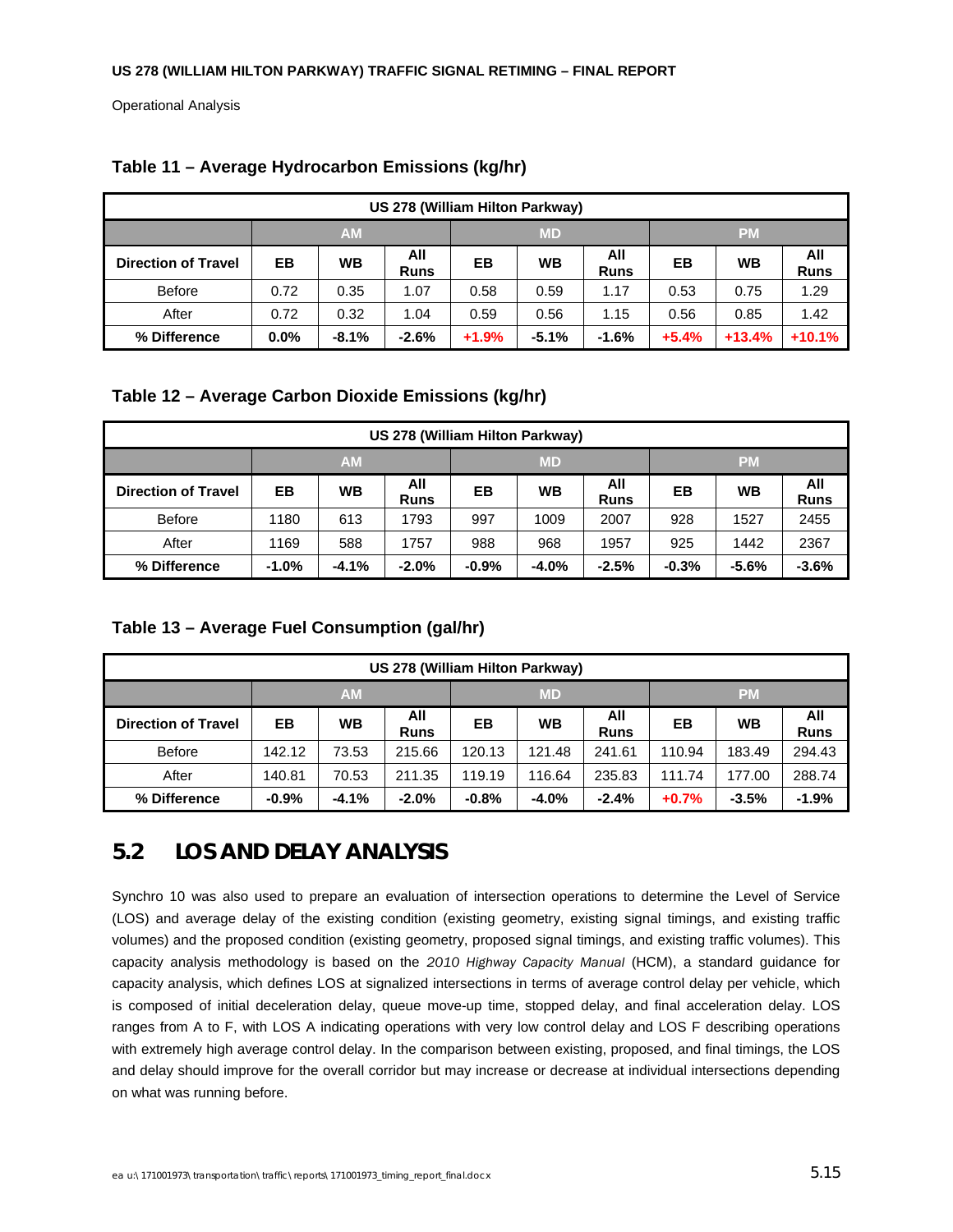### Table 11 – Average Hydrocarbon Emissions (kg/hr)

| US 278 (William Hilton Parkway) | | | | | | | | | |
|---|---|---|---|---|---|---|---|---|---|
| | AM | | | MD | | | PM | | |
| **Direction of Travel** | **EB** | **WB** | **All Runs** | **EB** | **WB** | **All Runs** | **EB** | **WB** | **All Runs** |
| Before | 0.72 | 0.35 | 1.07 | 0.58 | 0.59 | 1.17 | 0.53 | 0.75 | 1.29 |
| After | 0.72 | 0.32 | 1.04 | 0.59 | 0.56 | 1.15 | 0.56 | 0.85 | 1.42 |
| **% Difference** | **0.0%** | **-8.1%** | **-2.6%** | **+1.9%** | **-5.1%** | **-1.6%** | **+5.4%** | **+13.4%** | **+10.1%** |

### Table 12 – Average Carbon Dioxide Emissions (kg/hr)

| US 278 (William Hilton Parkway) | | | | | | | | | |
|---|---|---|---|---|---|---|---|---|---|
| | AM | | | MD | | | PM | | |
| **Direction of Travel** | **EB** | **WB** | **All Runs** | **EB** | **WB** | **All Runs** | **EB** | **WB** | **All Runs** |
| Before | 1180 | 613 | 1793 | 997 | 1009 | 2007 | 928 | 1527 | 2455 |
| After | 1169 | 588 | 1757 | 988 | 968 | 1957 | 925 | 1442 | 2367 |
| **% Difference** | **-1.0%** | **-4.1%** | **-2.0%** | **-0.9%** | **-4.0%** | **-2.5%** | **-0.3%** | **-5.6%** | **-3.6%** |

### Table 13 – Average Fuel Consumption (gal/hr)

| US 278 (William Hilton Parkway) | | | | | | | | | |
|---|---|---|---|---|---|---|---|---|---|
| | AM | | | MD | | | PM | | |
| **Direction of Travel** | **EB** | **WB** | **All Runs** | **EB** | **WB** | **All Runs** | **EB** | **WB** | **All Runs** |
| Before | 142.12 | 73.53 | 215.66 | 120.13 | 121.48 | 241.61 | 110.94 | 183.49 | 294.43 |
| After | 140.81 | 70.53 | 211.35 | 119.19 | 116.64 | 235.83 | 111.74 | 177.00 | 288.74 |
| **% Difference** | **-0.9%** | **-4.1%** | **-2.0%** | **-0.8%** | **-4.0%** | **-2.4%** | **+0.7%** | **-3.5%** | **-1.9%** |

## 5.2 LOS AND DELAY ANALYSIS

Synchro 10 was also used to prepare an evaluation of intersection operations to determine the Level of Service (LOS) and average delay of the existing condition (existing geometry, existing signal timings, and existing traffic volumes) and the proposed condition (existing geometry, proposed signal timings, and existing traffic volumes). This capacity analysis methodology is based on the *2010 Highway Capacity Manual* (HCM), a standard guidance for capacity analysis, which defines LOS at signalized intersections in terms of average control delay per vehicle, which is composed of initial deceleration delay, queue move-up time, stopped delay, and final acceleration delay. LOS ranges from A to F, with LOS A indicating operations with very low control delay and LOS F describing operations with extremely high average control delay. In the comparison between existing, proposed, and final timings, the LOS and delay should improve for the overall corridor but may increase or decrease at individual intersections depending on what was running before.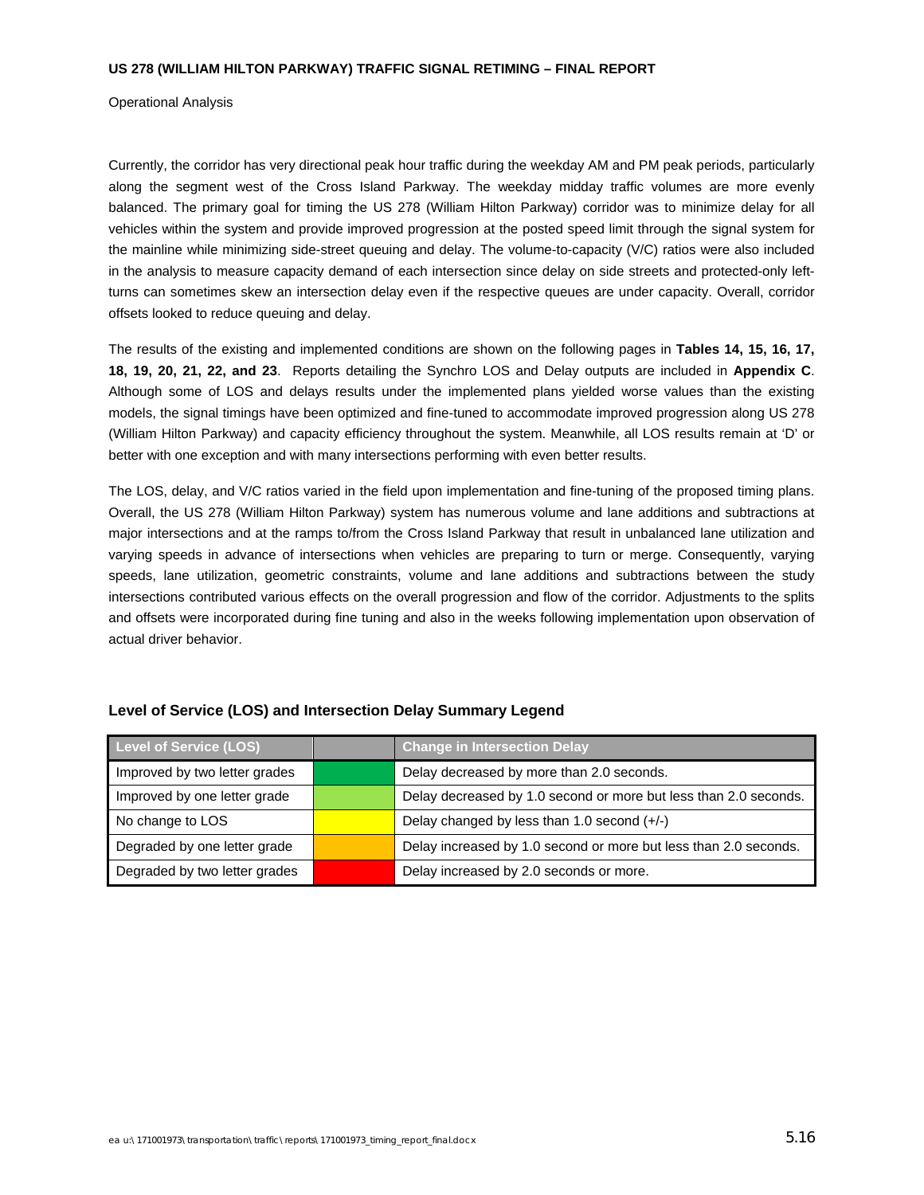Operational Analysis

Currently, the corridor has very directional peak hour traffic during the weekday AM and PM peak periods, particularly along the segment west of the Cross Island Parkway. The weekday midday traffic volumes are more evenly balanced. The primary goal for timing the US 278 (William Hilton Parkway) corridor was to minimize delay for all vehicles within the system and provide improved progression at the posted speed limit through the signal system for the mainline while minimizing side-street queuing and delay. The volume-to-capacity (V/C) ratios were also included in the analysis to measure capacity demand of each intersection since delay on side streets and protected-only left-turns can sometimes skew an intersection delay even if the respective queues are under capacity. Overall, corridor offsets looked to reduce queuing and delay.

The results of the existing and implemented conditions are shown on the following pages in **Tables 14, 15, 16, 17, 18, 19, 20, 21, 22, and 23**. Reports detailing the Synchro LOS and Delay outputs are included in **Appendix C**. Although some of LOS and delays results under the implemented plans yielded worse values than the existing models, the signal timings have been optimized and fine-tuned to accommodate improved progression along US 278 (William Hilton Parkway) and capacity efficiency throughout the system. Meanwhile, all LOS results remain at 'D' or better with one exception and with many intersections performing with even better results.

The LOS, delay, and V/C ratios varied in the field upon implementation and fine-tuning of the proposed timing plans. Overall, the US 278 (William Hilton Parkway) system has numerous volume and lane additions and subtractions at major intersections and at the ramps to/from the Cross Island Parkway that result in unbalanced lane utilization and varying speeds in advance of intersections when vehicles are preparing to turn or merge. Consequently, varying speeds, lane utilization, geometric constraints, volume and lane additions and subtractions between the study intersections contributed various effects on the overall progression and flow of the corridor. Adjustments to the splits and offsets were incorporated during fine tuning and also in the weeks following implementation upon observation of actual driver behavior.

### Level of Service (LOS) and Intersection Delay Summary Legend

| Level of Service (LOS) | | Change in Intersection Delay |
|---|---|---|
| Improved by two letter grades | (dark green) | Delay decreased by more than 2.0 seconds. |
| Improved by one letter grade | (light green) | Delay decreased by 1.0 second or more but less than 2.0 seconds. |
| No change to LOS | (yellow) | Delay changed by less than 1.0 second (+/-) |
| Degraded by one letter grade | (orange) | Delay increased by 1.0 second or more but less than 2.0 seconds. |
| Degraded by two letter grades | (red) | Delay increased by 2.0 seconds or more. |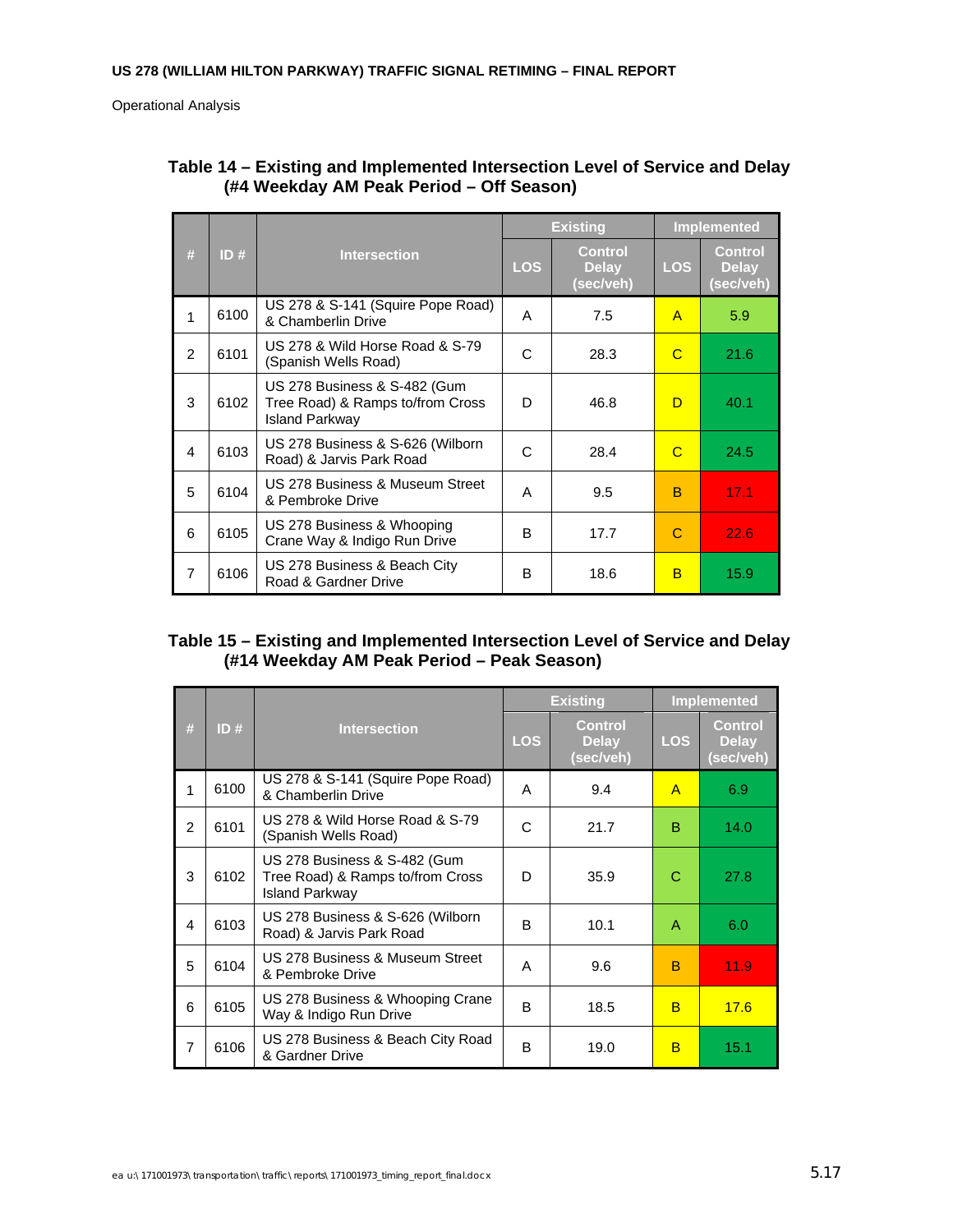Operational Analysis

**Table 14 – Existing and Implemented Intersection Level of Service and Delay (#4 Weekday AM Peak Period – Off Season)**

| # | ID # | Intersection | Existing | | Implemented | |
|---|---|---|---|---|---|---|
| | | | LOS | Control Delay (sec/veh) | LOS | Control Delay (sec/veh) |
| 1 | 6100 | US 278 & S-141 (Squire Pope Road) & Chamberlin Drive | A | 7.5 | A | 5.9 |
| 2 | 6101 | US 278 & Wild Horse Road & S-79 (Spanish Wells Road) | C | 28.3 | C | 21.6 |
| 3 | 6102 | US 278 Business & S-482 (Gum Tree Road) & Ramps to/from Cross Island Parkway | D | 46.8 | D | 40.1 |
| 4 | 6103 | US 278 Business & S-626 (Wilborn Road) & Jarvis Park Road | C | 28.4 | C | 24.5 |
| 5 | 6104 | US 278 Business & Museum Street & Pembroke Drive | A | 9.5 | B | 17.1 |
| 6 | 6105 | US 278 Business & Whooping Crane Way & Indigo Run Drive | B | 17.7 | C | 22.6 |
| 7 | 6106 | US 278 Business & Beach City Road & Gardner Drive | B | 18.6 | B | 15.9 |

**Table 15 – Existing and Implemented Intersection Level of Service and Delay (#14 Weekday AM Peak Period – Peak Season)**

| # | ID # | Intersection | Existing | | Implemented | |
|---|---|---|---|---|---|---|
| | | | LOS | Control Delay (sec/veh) | LOS | Control Delay (sec/veh) |
| 1 | 6100 | US 278 & S-141 (Squire Pope Road) & Chamberlin Drive | A | 9.4 | A | 6.9 |
| 2 | 6101 | US 278 & Wild Horse Road & S-79 (Spanish Wells Road) | C | 21.7 | B | 14.0 |
| 3 | 6102 | US 278 Business & S-482 (Gum Tree Road) & Ramps to/from Cross Island Parkway | D | 35.9 | C | 27.8 |
| 4 | 6103 | US 278 Business & S-626 (Wilborn Road) & Jarvis Park Road | B | 10.1 | A | 6.0 |
| 5 | 6104 | US 278 Business & Museum Street & Pembroke Drive | A | 9.6 | B | 11.9 |
| 6 | 6105 | US 278 Business & Whooping Crane Way & Indigo Run Drive | B | 18.5 | B | 17.6 |
| 7 | 6106 | US 278 Business & Beach City Road & Gardner Drive | B | 19.0 | B | 15.1 |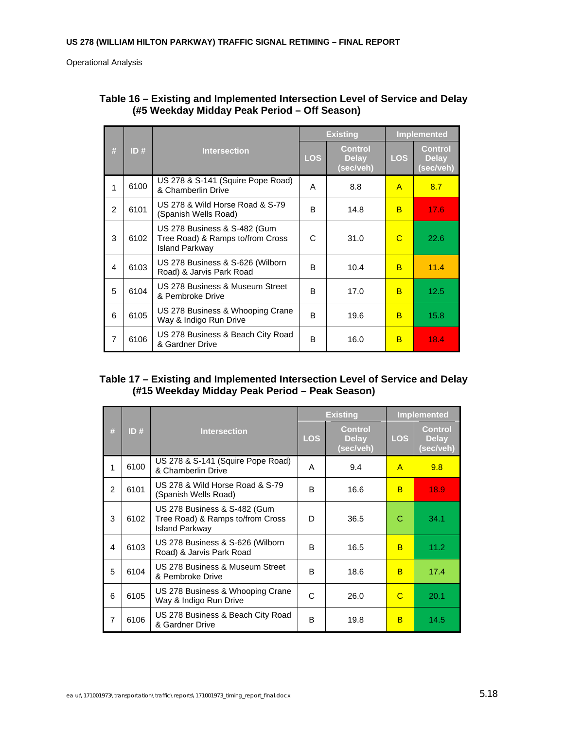Operational Analysis

**Table 16 – Existing and Implemented Intersection Level of Service and Delay (#5 Weekday Midday Peak Period – Off Season)**

| # | ID # | Intersection | Existing | | Implemented | |
|---|---|---|---|---|---|---|
| | | | LOS | Control Delay (sec/veh) | LOS | Control Delay (sec/veh) |
| 1 | 6100 | US 278 & S-141 (Squire Pope Road) & Chamberlin Drive | A | 8.8 | A | 8.7 |
| 2 | 6101 | US 278 & Wild Horse Road & S-79 (Spanish Wells Road) | B | 14.8 | B | 17.6 |
| 3 | 6102 | US 278 Business & S-482 (Gum Tree Road) & Ramps to/from Cross Island Parkway | C | 31.0 | C | 22.6 |
| 4 | 6103 | US 278 Business & S-626 (Wilborn Road) & Jarvis Park Road | B | 10.4 | B | 11.4 |
| 5 | 6104 | US 278 Business & Museum Street & Pembroke Drive | B | 17.0 | B | 12.5 |
| 6 | 6105 | US 278 Business & Whooping Crane Way & Indigo Run Drive | B | 19.6 | B | 15.8 |
| 7 | 6106 | US 278 Business & Beach City Road & Gardner Drive | B | 16.0 | B | 18.4 |

**Table 17 – Existing and Implemented Intersection Level of Service and Delay (#15 Weekday Midday Peak Period – Peak Season)**

| # | ID # | Intersection | Existing | | Implemented | |
|---|---|---|---|---|---|---|
| | | | LOS | Control Delay (sec/veh) | LOS | Control Delay (sec/veh) |
| 1 | 6100 | US 278 & S-141 (Squire Pope Road) & Chamberlin Drive | A | 9.4 | A | 9.8 |
| 2 | 6101 | US 278 & Wild Horse Road & S-79 (Spanish Wells Road) | B | 16.6 | B | 18.9 |
| 3 | 6102 | US 278 Business & S-482 (Gum Tree Road) & Ramps to/from Cross Island Parkway | D | 36.5 | C | 34.1 |
| 4 | 6103 | US 278 Business & S-626 (Wilborn Road) & Jarvis Park Road | B | 16.5 | B | 11.2 |
| 5 | 6104 | US 278 Business & Museum Street & Pembroke Drive | B | 18.6 | B | 17.4 |
| 6 | 6105 | US 278 Business & Whooping Crane Way & Indigo Run Drive | C | 26.0 | C | 20.1 |
| 7 | 6106 | US 278 Business & Beach City Road & Gardner Drive | B | 19.8 | B | 14.5 |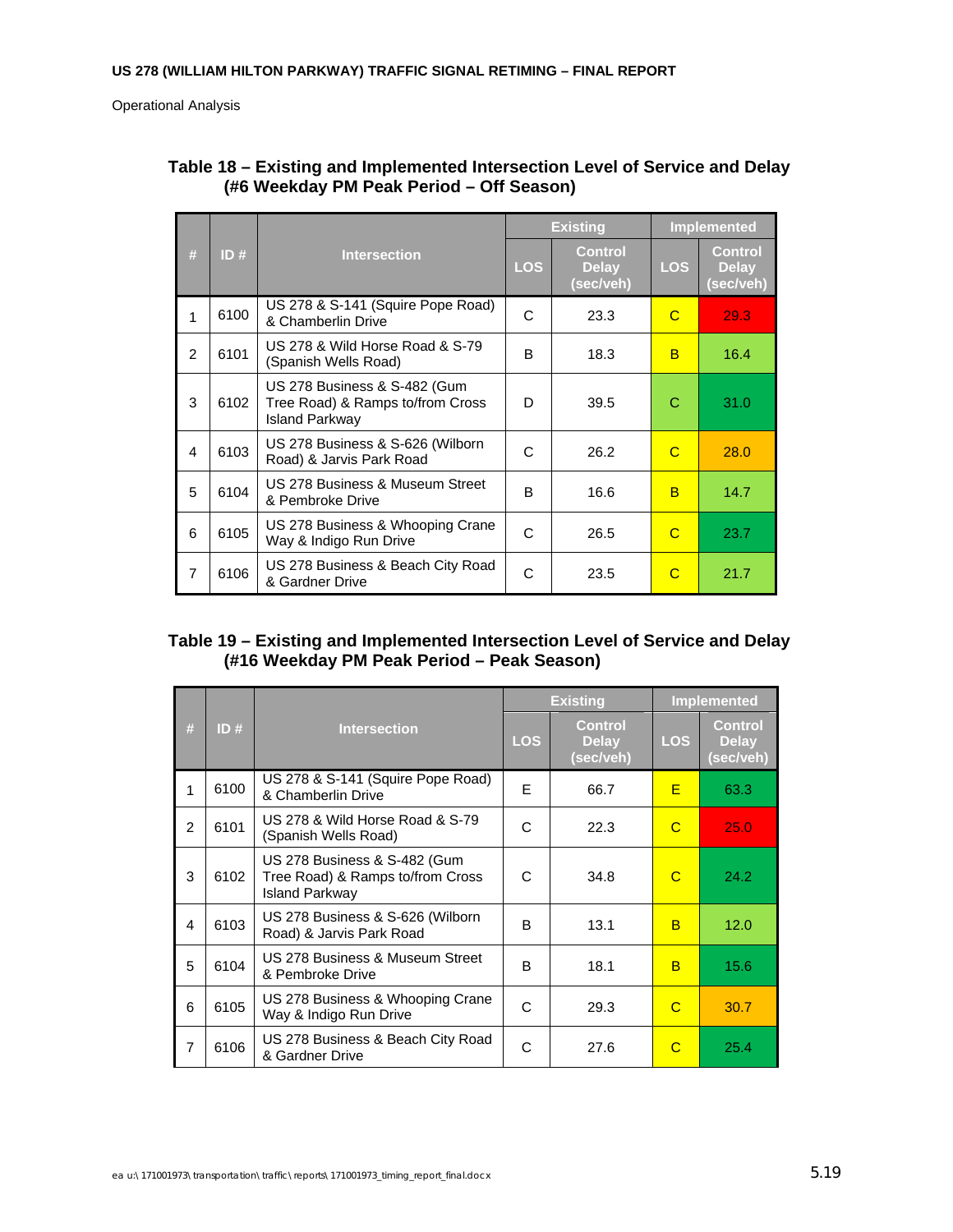Operational Analysis

### Table 18 – Existing and Implemented Intersection Level of Service and Delay (#6 Weekday PM Peak Period – Off Season)

| # | ID # | Intersection | Existing LOS | Existing Control Delay (sec/veh) | Implemented LOS | Implemented Control Delay (sec/veh) |
|---|---|---|---|---|---|---|
| 1 | 6100 | US 278 & S-141 (Squire Pope Road) & Chamberlin Drive | C | 23.3 | C | 29.3 |
| 2 | 6101 | US 278 & Wild Horse Road & S-79 (Spanish Wells Road) | B | 18.3 | B | 16.4 |
| 3 | 6102 | US 278 Business & S-482 (Gum Tree Road) & Ramps to/from Cross Island Parkway | D | 39.5 | C | 31.0 |
| 4 | 6103 | US 278 Business & S-626 (Wilborn Road) & Jarvis Park Road | C | 26.2 | C | 28.0 |
| 5 | 6104 | US 278 Business & Museum Street & Pembroke Drive | B | 16.6 | B | 14.7 |
| 6 | 6105 | US 278 Business & Whooping Crane Way & Indigo Run Drive | C | 26.5 | C | 23.7 |
| 7 | 6106 | US 278 Business & Beach City Road & Gardner Drive | C | 23.5 | C | 21.7 |

### Table 19 – Existing and Implemented Intersection Level of Service and Delay (#16 Weekday PM Peak Period – Peak Season)

| # | ID # | Intersection | Existing LOS | Existing Control Delay (sec/veh) | Implemented LOS | Implemented Control Delay (sec/veh) |
|---|---|---|---|---|---|---|
| 1 | 6100 | US 278 & S-141 (Squire Pope Road) & Chamberlin Drive | E | 66.7 | E | 63.3 |
| 2 | 6101 | US 278 & Wild Horse Road & S-79 (Spanish Wells Road) | C | 22.3 | C | 25.0 |
| 3 | 6102 | US 278 Business & S-482 (Gum Tree Road) & Ramps to/from Cross Island Parkway | C | 34.8 | C | 24.2 |
| 4 | 6103 | US 278 Business & S-626 (Wilborn Road) & Jarvis Park Road | B | 13.1 | B | 12.0 |
| 5 | 6104 | US 278 Business & Museum Street & Pembroke Drive | B | 18.1 | B | 15.6 |
| 6 | 6105 | US 278 Business & Whooping Crane Way & Indigo Run Drive | C | 29.3 | C | 30.7 |
| 7 | 6106 | US 278 Business & Beach City Road & Gardner Drive | C | 27.6 | C | 25.4 |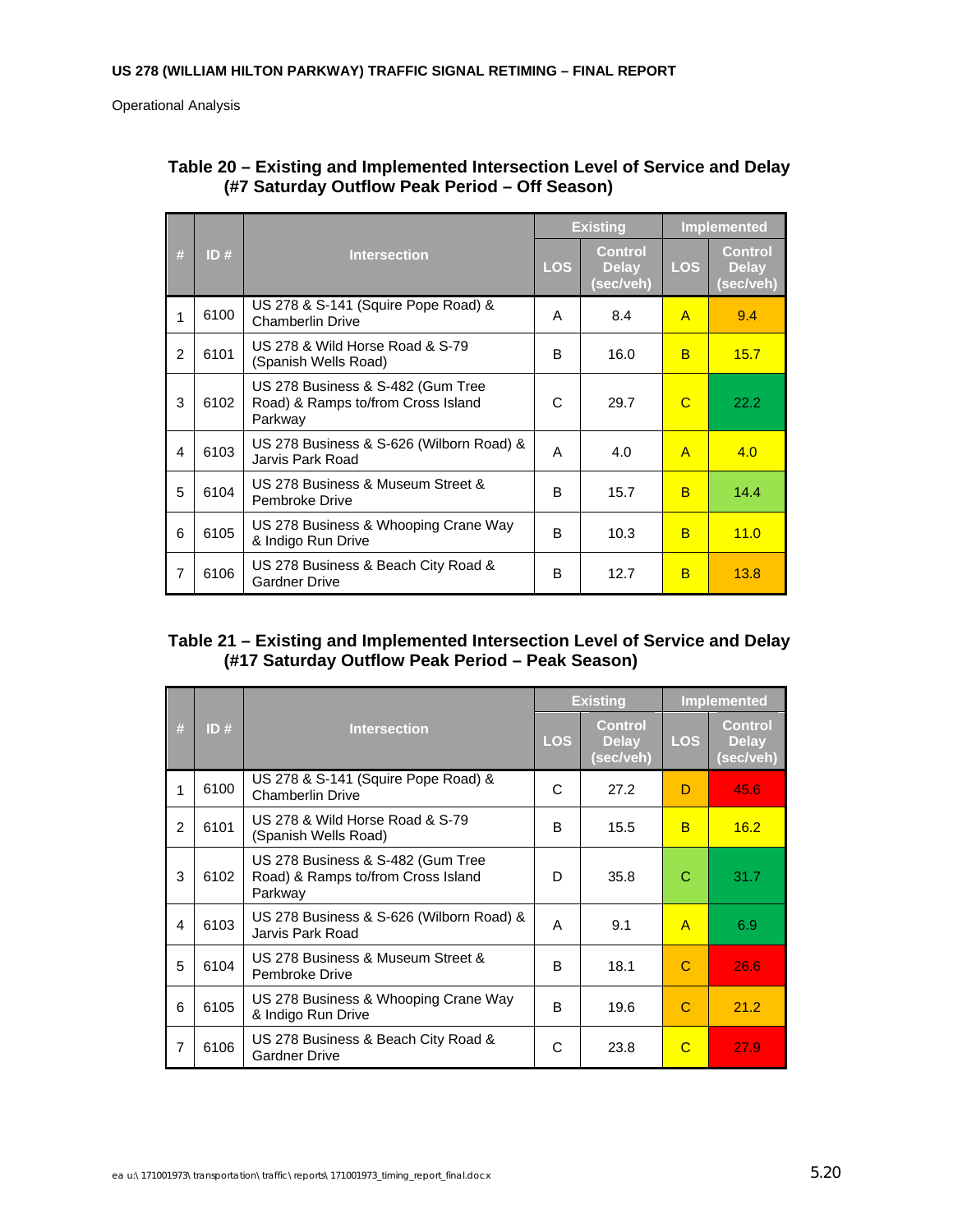Operational Analysis

**Table 20 – Existing and Implemented Intersection Level of Service and Delay (#7 Saturday Outflow Peak Period – Off Season)**

| # | ID # | Intersection | Existing | | Implemented | |
|---|---|---|---|---|---|---|
| | | | LOS | Control Delay (sec/veh) | LOS | Control Delay (sec/veh) |
| 1 | 6100 | US 278 & S-141 (Squire Pope Road) & Chamberlin Drive | A | 8.4 | A | 9.4 |
| 2 | 6101 | US 278 & Wild Horse Road & S-79 (Spanish Wells Road) | B | 16.0 | B | 15.7 |
| 3 | 6102 | US 278 Business & S-482 (Gum Tree Road) & Ramps to/from Cross Island Parkway | C | 29.7 | C | 22.2 |
| 4 | 6103 | US 278 Business & S-626 (Wilborn Road) & Jarvis Park Road | A | 4.0 | A | 4.0 |
| 5 | 6104 | US 278 Business & Museum Street & Pembroke Drive | B | 15.7 | B | 14.4 |
| 6 | 6105 | US 278 Business & Whooping Crane Way & Indigo Run Drive | B | 10.3 | B | 11.0 |
| 7 | 6106 | US 278 Business & Beach City Road & Gardner Drive | B | 12.7 | B | 13.8 |

**Table 21 – Existing and Implemented Intersection Level of Service and Delay (#17 Saturday Outflow Peak Period – Peak Season)**

| # | ID # | Intersection | Existing | | Implemented | |
|---|---|---|---|---|---|---|
| | | | LOS | Control Delay (sec/veh) | LOS | Control Delay (sec/veh) |
| 1 | 6100 | US 278 & S-141 (Squire Pope Road) & Chamberlin Drive | C | 27.2 | D | 45.6 |
| 2 | 6101 | US 278 & Wild Horse Road & S-79 (Spanish Wells Road) | B | 15.5 | B | 16.2 |
| 3 | 6102 | US 278 Business & S-482 (Gum Tree Road) & Ramps to/from Cross Island Parkway | D | 35.8 | C | 31.7 |
| 4 | 6103 | US 278 Business & S-626 (Wilborn Road) & Jarvis Park Road | A | 9.1 | A | 6.9 |
| 5 | 6104 | US 278 Business & Museum Street & Pembroke Drive | B | 18.1 | C | 26.6 |
| 6 | 6105 | US 278 Business & Whooping Crane Way & Indigo Run Drive | B | 19.6 | C | 21.2 |
| 7 | 6106 | US 278 Business & Beach City Road & Gardner Drive | C | 23.8 | C | 27.9 |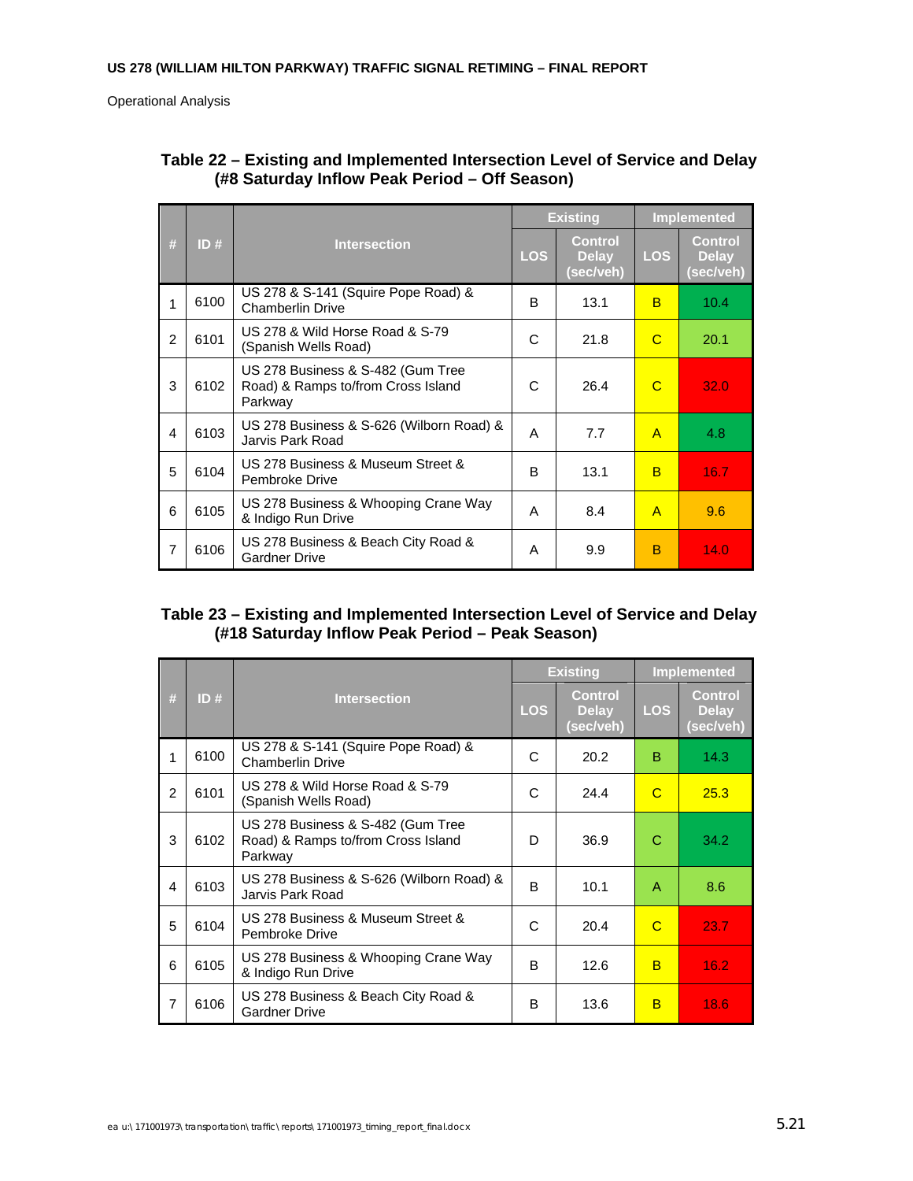Operational Analysis

**Table 22 – Existing and Implemented Intersection Level of Service and Delay (#8 Saturday Inflow Peak Period – Off Season)**

| # | ID # | Intersection | Existing | | Implemented | |
|---|---|---|---|---|---|---|
| | | | LOS | Control Delay (sec/veh) | LOS | Control Delay (sec/veh) |
| 1 | 6100 | US 278 & S-141 (Squire Pope Road) & Chamberlin Drive | B | 13.1 | B | 10.4 |
| 2 | 6101 | US 278 & Wild Horse Road & S-79 (Spanish Wells Road) | C | 21.8 | C | 20.1 |
| 3 | 6102 | US 278 Business & S-482 (Gum Tree Road) & Ramps to/from Cross Island Parkway | C | 26.4 | C | 32.0 |
| 4 | 6103 | US 278 Business & S-626 (Wilborn Road) & Jarvis Park Road | A | 7.7 | A | 4.8 |
| 5 | 6104 | US 278 Business & Museum Street & Pembroke Drive | B | 13.1 | B | 16.7 |
| 6 | 6105 | US 278 Business & Whooping Crane Way & Indigo Run Drive | A | 8.4 | A | 9.6 |
| 7 | 6106 | US 278 Business & Beach City Road & Gardner Drive | A | 9.9 | B | 14.0 |

**Table 23 – Existing and Implemented Intersection Level of Service and Delay (#18 Saturday Inflow Peak Period – Peak Season)**

| # | ID # | Intersection | Existing | | Implemented | |
|---|---|---|---|---|---|---|
| | | | LOS | Control Delay (sec/veh) | LOS | Control Delay (sec/veh) |
| 1 | 6100 | US 278 & S-141 (Squire Pope Road) & Chamberlin Drive | C | 20.2 | B | 14.3 |
| 2 | 6101 | US 278 & Wild Horse Road & S-79 (Spanish Wells Road) | C | 24.4 | C | 25.3 |
| 3 | 6102 | US 278 Business & S-482 (Gum Tree Road) & Ramps to/from Cross Island Parkway | D | 36.9 | C | 34.2 |
| 4 | 6103 | US 278 Business & S-626 (Wilborn Road) & Jarvis Park Road | B | 10.1 | A | 8.6 |
| 5 | 6104 | US 278 Business & Museum Street & Pembroke Drive | C | 20.4 | C | 23.7 |
| 6 | 6105 | US 278 Business & Whooping Crane Way & Indigo Run Drive | B | 12.6 | B | 16.2 |
| 7 | 6106 | US 278 Business & Beach City Road & Gardner Drive | B | 13.6 | B | 18.6 |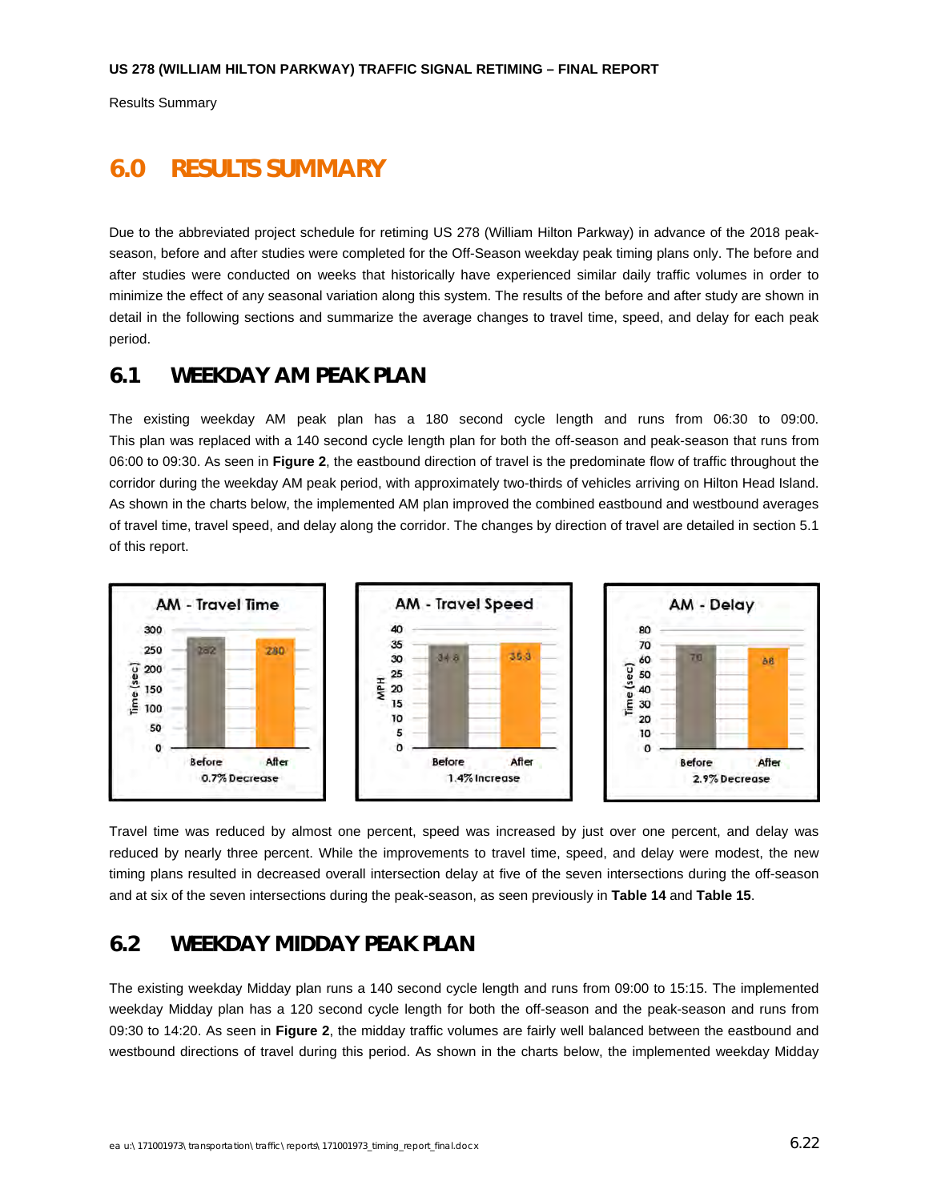# 6.0 RESULTS SUMMARY

Due to the abbreviated project schedule for retiming US 278 (William Hilton Parkway) in advance of the 2018 peak-season, before and after studies were completed for the Off-Season weekday peak timing plans only. The before and after studies were conducted on weeks that historically have experienced similar daily traffic volumes in order to minimize the effect of any seasonal variation along this system. The results of the before and after study are shown in detail in the following sections and summarize the average changes to travel time, speed, and delay for each peak period.

## 6.1 WEEKDAY AM PEAK PLAN

The existing weekday AM peak plan has a 180 second cycle length and runs from 06:30 to 09:00. This plan was replaced with a 140 second cycle length plan for both the off-season and peak-season that runs from 06:00 to 09:30. As seen in **Figure 2**, the eastbound direction of travel is the predominate flow of traffic throughout the corridor during the weekday AM peak period, with approximately two-thirds of vehicles arriving on Hilton Head Island. As shown in the charts below, the implemented AM plan improved the combined eastbound and westbound averages of travel time, travel speed, and delay along the corridor. The changes by direction of travel are detailed in section 5.1 of this report.

**AM - Travel Time**

| | Before | After |
|---|---|---|
| Time (sec) | 282 | 280 |

0.7% Decrease

**AM - Travel Speed**

| | Before | After |
|---|---|---|
| MPH | 34.8 | 35.3 |

1.4% Increase

**AM - Delay**

| | Before | After |
|---|---|---|
| Time (sec) | 70 | 68 |

2.9% Decrease

Travel time was reduced by almost one percent, speed was increased by just over one percent, and delay was reduced by nearly three percent. While the improvements to travel time, speed, and delay were modest, the new timing plans resulted in decreased overall intersection delay at five of the seven intersections during the off-season and at six of the seven intersections during the peak-season, as seen previously in **Table 14** and **Table 15**.

## 6.2 WEEKDAY MIDDAY PEAK PLAN

The existing weekday Midday plan runs a 140 second cycle length and runs from 09:00 to 15:15. The implemented weekday Midday plan has a 120 second cycle length for both the off-season and the peak-season and runs from 09:30 to 14:20. As seen in **Figure 2**, the midday traffic volumes are fairly well balanced between the eastbound and westbound directions of travel during this period. As shown in the charts below, the implemented weekday Midday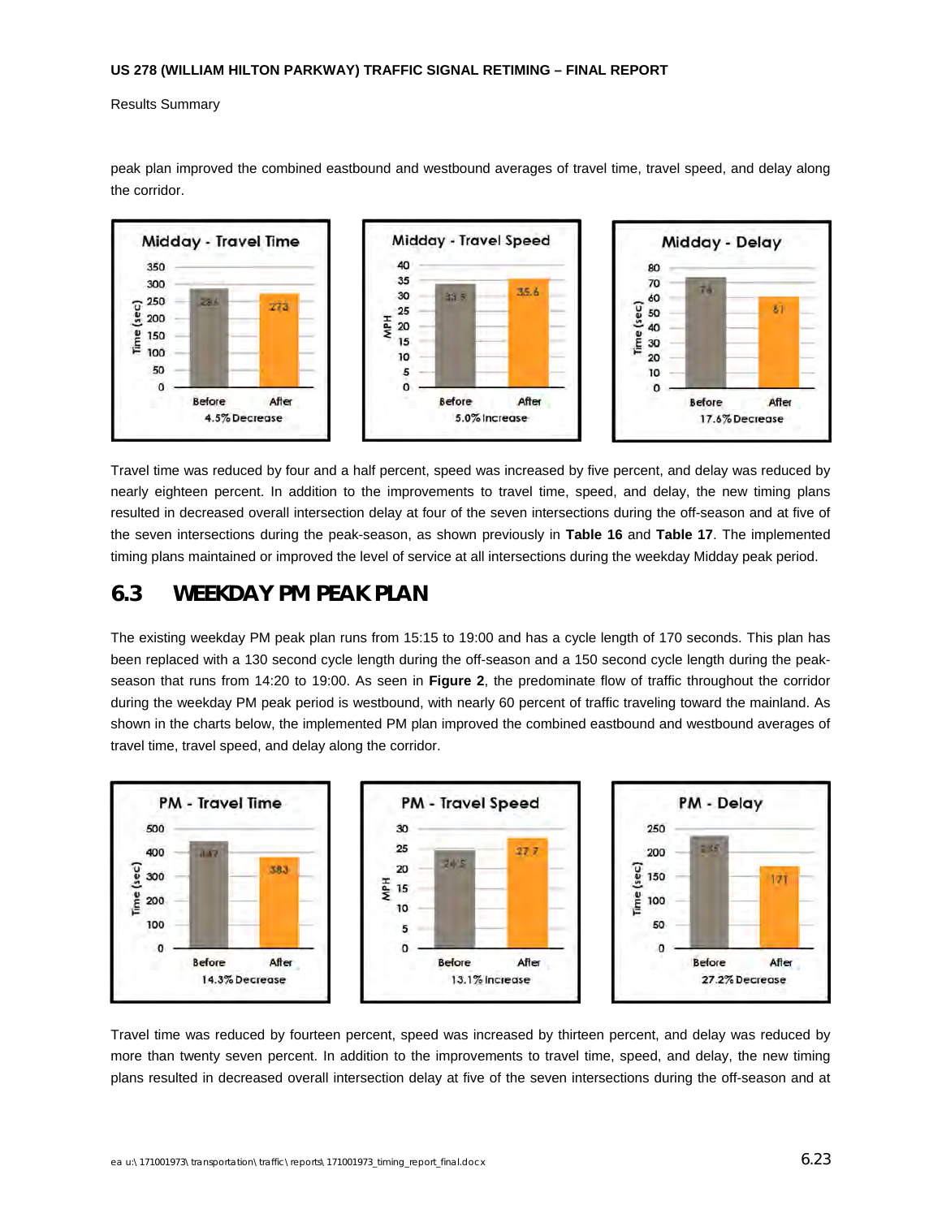peak plan improved the combined eastbound and westbound averages of travel time, travel speed, and delay along the corridor.

**Midday - Travel Time**

| | Before | After |
|---|---|---|
| Time (sec) | 286 | 273 |

4.5% Decrease

**Midday - Travel Speed**

| | Before | After |
|---|---|---|
| MPH | 33.9 | 35.6 |

5.0% Increase

**Midday - Delay**

| | Before | After |
|---|---|---|
| Time (sec) | 74 | 61 |

17.6% Decrease

Travel time was reduced by four and a half percent, speed was increased by five percent, and delay was reduced by nearly eighteen percent. In addition to the improvements to travel time, speed, and delay, the new timing plans resulted in decreased overall intersection delay at four of the seven intersections during the off-season and at five of the seven intersections during the peak-season, as shown previously in **Table 16** and **Table 17**. The implemented timing plans maintained or improved the level of service at all intersections during the weekday Midday peak period.

## 6.3 WEEKDAY PM PEAK PLAN

The existing weekday PM peak plan runs from 15:15 to 19:00 and has a cycle length of 170 seconds. This plan has been replaced with a 130 second cycle length during the off-season and a 150 second cycle length during the peak-season that runs from 14:20 to 19:00. As seen in **Figure 2**, the predominate flow of traffic throughout the corridor during the weekday PM peak period is westbound, with nearly 60 percent of traffic traveling toward the mainland. As shown in the charts below, the implemented PM plan improved the combined eastbound and westbound averages of travel time, travel speed, and delay along the corridor.

**PM - Travel Time**

| | Before | After |
|---|---|---|
| Time (sec) | 447 | 383 |

14.3% Decrease

**PM - Travel Speed**

| | Before | After |
|---|---|---|
| MPH | 24.5 | 27.7 |

13.1% Increase

**PM - Delay**

| | Before | After |
|---|---|---|
| Time (sec) | 235 | 171 |

27.2% Decrease

Travel time was reduced by fourteen percent, speed was increased by thirteen percent, and delay was reduced by more than twenty seven percent. In addition to the improvements to travel time, speed, and delay, the new timing plans resulted in decreased overall intersection delay at five of the seven intersections during the off-season and at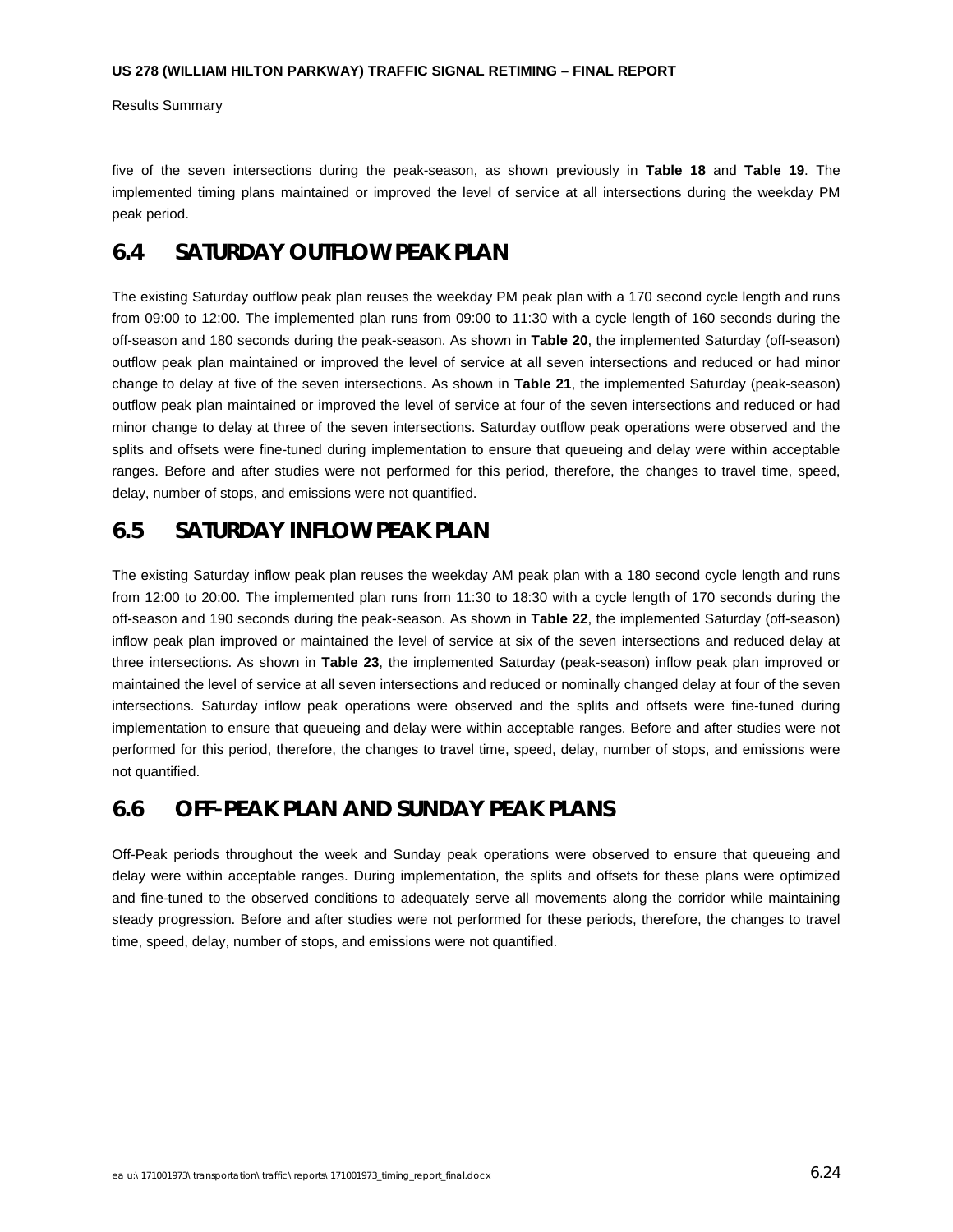five of the seven intersections during the peak-season, as shown previously in **Table 18** and **Table 19**. The implemented timing plans maintained or improved the level of service at all intersections during the weekday PM peak period.

## 6.4 SATURDAY OUTFLOW PEAK PLAN

The existing Saturday outflow peak plan reuses the weekday PM peak plan with a 170 second cycle length and runs from 09:00 to 12:00. The implemented plan runs from 09:00 to 11:30 with a cycle length of 160 seconds during the off-season and 180 seconds during the peak-season. As shown in **Table 20**, the implemented Saturday (off-season) outflow peak plan maintained or improved the level of service at all seven intersections and reduced or had minor change to delay at five of the seven intersections. As shown in **Table 21**, the implemented Saturday (peak-season) outflow peak plan maintained or improved the level of service at four of the seven intersections and reduced or had minor change to delay at three of the seven intersections. Saturday outflow peak operations were observed and the splits and offsets were fine-tuned during implementation to ensure that queueing and delay were within acceptable ranges. Before and after studies were not performed for this period, therefore, the changes to travel time, speed, delay, number of stops, and emissions were not quantified.

## 6.5 SATURDAY INFLOW PEAK PLAN

The existing Saturday inflow peak plan reuses the weekday AM peak plan with a 180 second cycle length and runs from 12:00 to 20:00. The implemented plan runs from 11:30 to 18:30 with a cycle length of 170 seconds during the off-season and 190 seconds during the peak-season. As shown in **Table 22**, the implemented Saturday (off-season) inflow peak plan improved or maintained the level of service at six of the seven intersections and reduced delay at three intersections. As shown in **Table 23**, the implemented Saturday (peak-season) inflow peak plan improved or maintained the level of service at all seven intersections and reduced or nominally changed delay at four of the seven intersections. Saturday inflow peak operations were observed and the splits and offsets were fine-tuned during implementation to ensure that queueing and delay were within acceptable ranges. Before and after studies were not performed for this period, therefore, the changes to travel time, speed, delay, number of stops, and emissions were not quantified.

## 6.6 OFF-PEAK PLAN AND SUNDAY PEAK PLANS

Off-Peak periods throughout the week and Sunday peak operations were observed to ensure that queueing and delay were within acceptable ranges. During implementation, the splits and offsets for these plans were optimized and fine-tuned to the observed conditions to adequately serve all movements along the corridor while maintaining steady progression. Before and after studies were not performed for these periods, therefore, the changes to travel time, speed, delay, number of stops, and emissions were not quantified.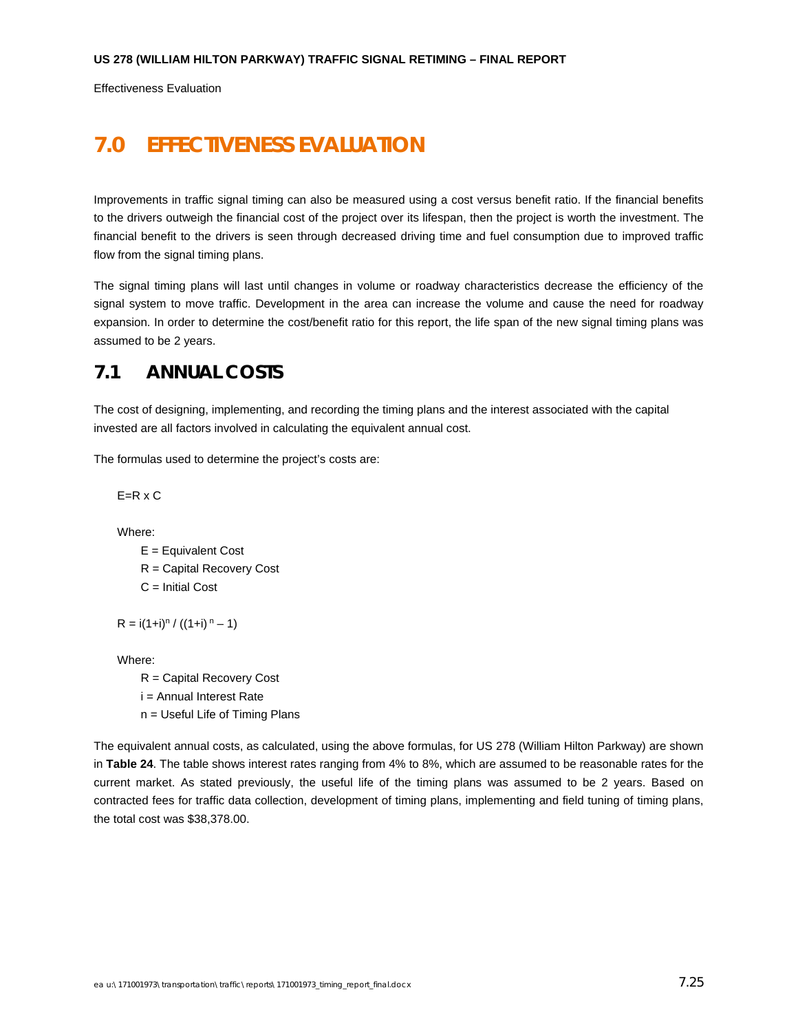# 7.0 EFFECTIVENESS EVALUATION

Improvements in traffic signal timing can also be measured using a cost versus benefit ratio. If the financial benefits to the drivers outweigh the financial cost of the project over its lifespan, then the project is worth the investment. The financial benefit to the drivers is seen through decreased driving time and fuel consumption due to improved traffic flow from the signal timing plans.

The signal timing plans will last until changes in volume or roadway characteristics decrease the efficiency of the signal system to move traffic. Development in the area can increase the volume and cause the need for roadway expansion. In order to determine the cost/benefit ratio for this report, the life span of the new signal timing plans was assumed to be 2 years.

## 7.1 ANNUAL COSTS

The cost of designing, implementing, and recording the timing plans and the interest associated with the capital invested are all factors involved in calculating the equivalent annual cost.

The formulas used to determine the project's costs are:

$$E = R \times C$$

Where:

- E = Equivalent Cost
- R = Capital Recovery Cost
- C = Initial Cost

$$R = i(1+i)^n / ((1+i)^n - 1)$$

Where:

- R = Capital Recovery Cost
- i = Annual Interest Rate
- n = Useful Life of Timing Plans

The equivalent annual costs, as calculated, using the above formulas, for US 278 (William Hilton Parkway) are shown in **Table 24**. The table shows interest rates ranging from 4% to 8%, which are assumed to be reasonable rates for the current market. As stated previously, the useful life of the timing plans was assumed to be 2 years. Based on contracted fees for traffic data collection, development of timing plans, implementing and field tuning of timing plans, the total cost was $38,378.00.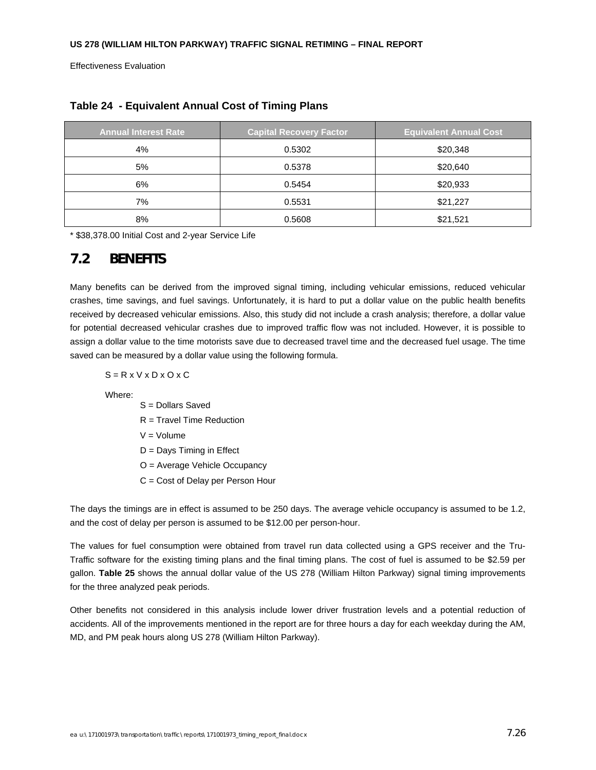**Table 24 - Equivalent Annual Cost of Timing Plans**

| Annual Interest Rate | Capital Recovery Factor | Equivalent Annual Cost |
|---|---|---|
| 4% | 0.5302 | $20,348 |
| 5% | 0.5378 | $20,640 |
| 6% | 0.5454 | $20,933 |
| 7% | 0.5531 | $21,227 |
| 8% | 0.5608 | $21,521 |

* $38,378.00 Initial Cost and 2-year Service Life

## 7.2 BENEFITS

Many benefits can be derived from the improved signal timing, including vehicular emissions, reduced vehicular crashes, time savings, and fuel savings. Unfortunately, it is hard to put a dollar value on the public health benefits received by decreased vehicular emissions. Also, this study did not include a crash analysis; therefore, a dollar value for potential decreased vehicular crashes due to improved traffic flow was not included. However, it is possible to assign a dollar value to the time motorists save due to decreased travel time and the decreased fuel usage. The time saved can be measured by a dollar value using the following formula.

$$S = R \times V \times D \times O \times C$$

Where:

- S = Dollars Saved
- R = Travel Time Reduction
- V = Volume
- D = Days Timing in Effect
- O = Average Vehicle Occupancy
- C = Cost of Delay per Person Hour

The days the timings are in effect is assumed to be 250 days. The average vehicle occupancy is assumed to be 1.2, and the cost of delay per person is assumed to be $12.00 per person-hour.

The values for fuel consumption were obtained from travel run data collected using a GPS receiver and the Tru-Traffic software for the existing timing plans and the final timing plans. The cost of fuel is assumed to be $2.59 per gallon. **Table 25** shows the annual dollar value of the US 278 (William Hilton Parkway) signal timing improvements for the three analyzed peak periods.

Other benefits not considered in this analysis include lower driver frustration levels and a potential reduction of accidents. All of the improvements mentioned in the report are for three hours a day for each weekday during the AM, MD, and PM peak hours along US 278 (William Hilton Parkway).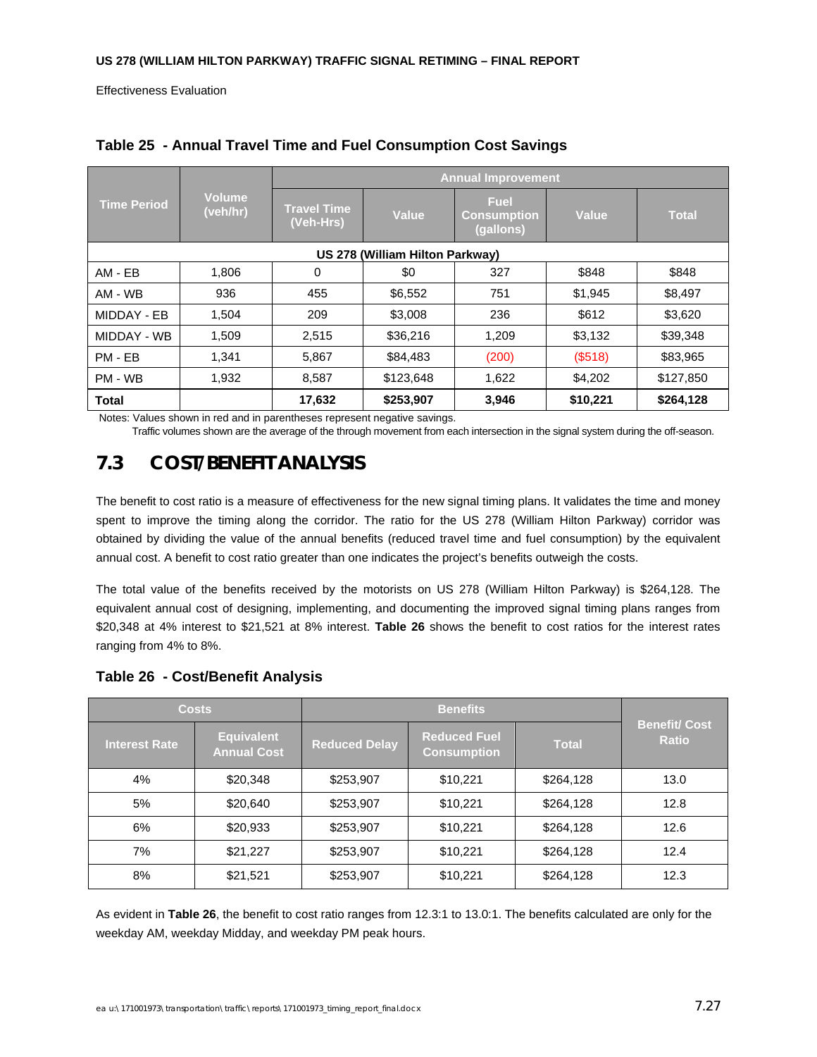Effectiveness Evaluation

**Table 25 - Annual Travel Time and Fuel Consumption Cost Savings**

| Time Period | Volume (veh/hr) | Annual Improvement | | | | |
|---|---|---|---|---|---|---|
| | | Travel Time (Veh-Hrs) | Value | Fuel Consumption (gallons) | Value | Total |
| **US 278 (William Hilton Parkway)** | | | | | | |
| AM - EB | 1,806 | 0 | $0 | 327 | $848 | $848 |
| AM - WB | 936 | 455 | $6,552 | 751 | $1,945 | $8,497 |
| MIDDAY - EB | 1,504 | 209 | $3,008 | 236 | $612 | $3,620 |
| MIDDAY - WB | 1,509 | 2,515 | $36,216 | 1,209 | $3,132 | $39,348 |
| PM - EB | 1,341 | 5,867 | $84,483 | (200) | ($518) | $83,965 |
| PM - WB | 1,932 | 8,587 | $123,648 | 1,622 | $4,202 | $127,850 |
| **Total** | | **17,632** | **$253,907** | **3,946** | **$10,221** | **$264,128** |

Notes: Values shown in red and in parentheses represent negative savings.
Traffic volumes shown are the average of the through movement from each intersection in the signal system during the off-season.

## 7.3 COST/BENEFIT ANALYSIS

The benefit to cost ratio is a measure of effectiveness for the new signal timing plans. It validates the time and money spent to improve the timing along the corridor. The ratio for the US 278 (William Hilton Parkway) corridor was obtained by dividing the value of the annual benefits (reduced travel time and fuel consumption) by the equivalent annual cost. A benefit to cost ratio greater than one indicates the project's benefits outweigh the costs.

The total value of the benefits received by the motorists on US 278 (William Hilton Parkway) is $264,128. The equivalent annual cost of designing, implementing, and documenting the improved signal timing plans ranges from $20,348 at 4% interest to $21,521 at 8% interest. **Table 26** shows the benefit to cost ratios for the interest rates ranging from 4% to 8%.

**Table 26 - Cost/Benefit Analysis**

| Costs | | Benefits | | | Benefit/ Cost Ratio |
|---|---|---|---|---|---|
| Interest Rate | Equivalent Annual Cost | Reduced Delay | Reduced Fuel Consumption | Total | |
| 4% | $20,348 | $253,907 | $10,221 | $264,128 | 13.0 |
| 5% | $20,640 | $253,907 | $10,221 | $264,128 | 12.8 |
| 6% | $20,933 | $253,907 | $10,221 | $264,128 | 12.6 |
| 7% | $21,227 | $253,907 | $10,221 | $264,128 | 12.4 |
| 8% | $21,521 | $253,907 | $10,221 | $264,128 | 12.3 |

As evident in **Table 26**, the benefit to cost ratio ranges from 12.3:1 to 13.0:1. The benefits calculated are only for the weekday AM, weekday Midday, and weekday PM peak hours.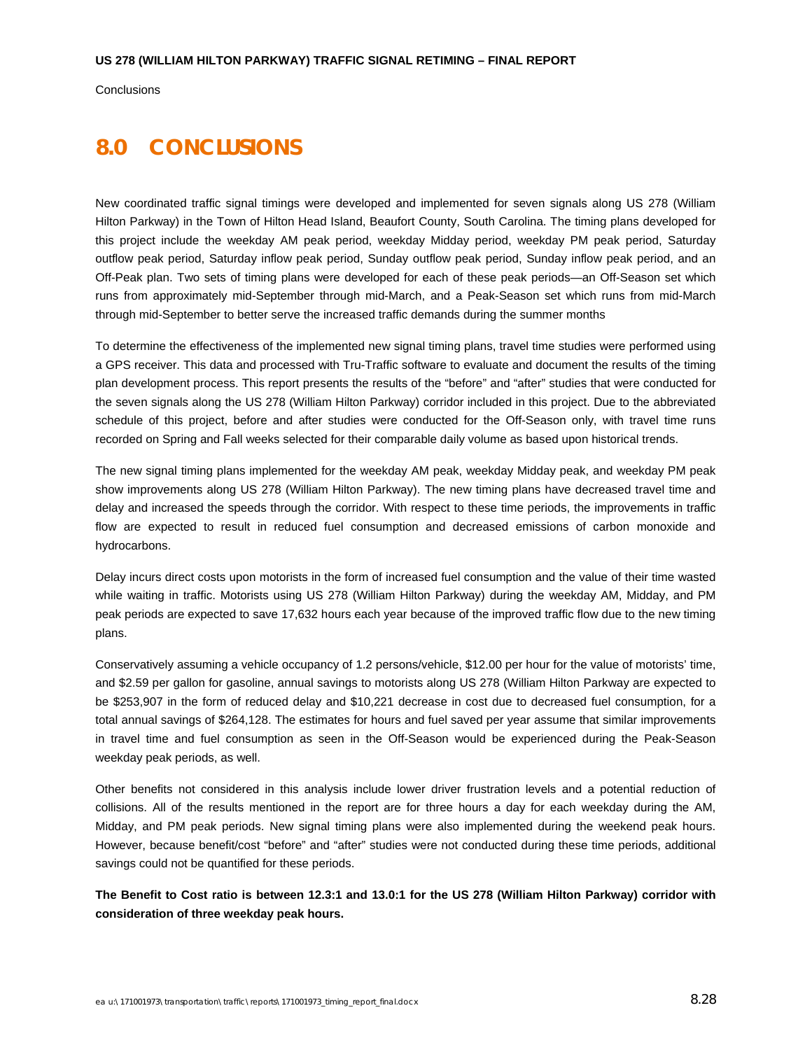# 8.0 CONCLUSIONS

New coordinated traffic signal timings were developed and implemented for seven signals along US 278 (William Hilton Parkway) in the Town of Hilton Head Island, Beaufort County, South Carolina. The timing plans developed for this project include the weekday AM peak period, weekday Midday period, weekday PM peak period, Saturday outflow peak period, Saturday inflow peak period, Sunday outflow peak period, Sunday inflow peak period, and an Off-Peak plan. Two sets of timing plans were developed for each of these peak periods—an Off-Season set which runs from approximately mid-September through mid-March, and a Peak-Season set which runs from mid-March through mid-September to better serve the increased traffic demands during the summer months

To determine the effectiveness of the implemented new signal timing plans, travel time studies were performed using a GPS receiver. This data and processed with Tru-Traffic software to evaluate and document the results of the timing plan development process. This report presents the results of the "before" and "after" studies that were conducted for the seven signals along the US 278 (William Hilton Parkway) corridor included in this project. Due to the abbreviated schedule of this project, before and after studies were conducted for the Off-Season only, with travel time runs recorded on Spring and Fall weeks selected for their comparable daily volume as based upon historical trends.

The new signal timing plans implemented for the weekday AM peak, weekday Midday peak, and weekday PM peak show improvements along US 278 (William Hilton Parkway). The new timing plans have decreased travel time and delay and increased the speeds through the corridor. With respect to these time periods, the improvements in traffic flow are expected to result in reduced fuel consumption and decreased emissions of carbon monoxide and hydrocarbons.

Delay incurs direct costs upon motorists in the form of increased fuel consumption and the value of their time wasted while waiting in traffic. Motorists using US 278 (William Hilton Parkway) during the weekday AM, Midday, and PM peak periods are expected to save 17,632 hours each year because of the improved traffic flow due to the new timing plans.

Conservatively assuming a vehicle occupancy of 1.2 persons/vehicle, $12.00 per hour for the value of motorists' time, and $2.59 per gallon for gasoline, annual savings to motorists along US 278 (William Hilton Parkway are expected to be $253,907 in the form of reduced delay and $10,221 decrease in cost due to decreased fuel consumption, for a total annual savings of $264,128. The estimates for hours and fuel saved per year assume that similar improvements in travel time and fuel consumption as seen in the Off-Season would be experienced during the Peak-Season weekday peak periods, as well.

Other benefits not considered in this analysis include lower driver frustration levels and a potential reduction of collisions. All of the results mentioned in the report are for three hours a day for each weekday during the AM, Midday, and PM peak periods. New signal timing plans were also implemented during the weekend peak hours. However, because benefit/cost "before" and "after" studies were not conducted during these time periods, additional savings could not be quantified for these periods.

**The Benefit to Cost ratio is between 12.3:1 and 13.0:1 for the US 278 (William Hilton Parkway) corridor with consideration of three weekday peak hours.**